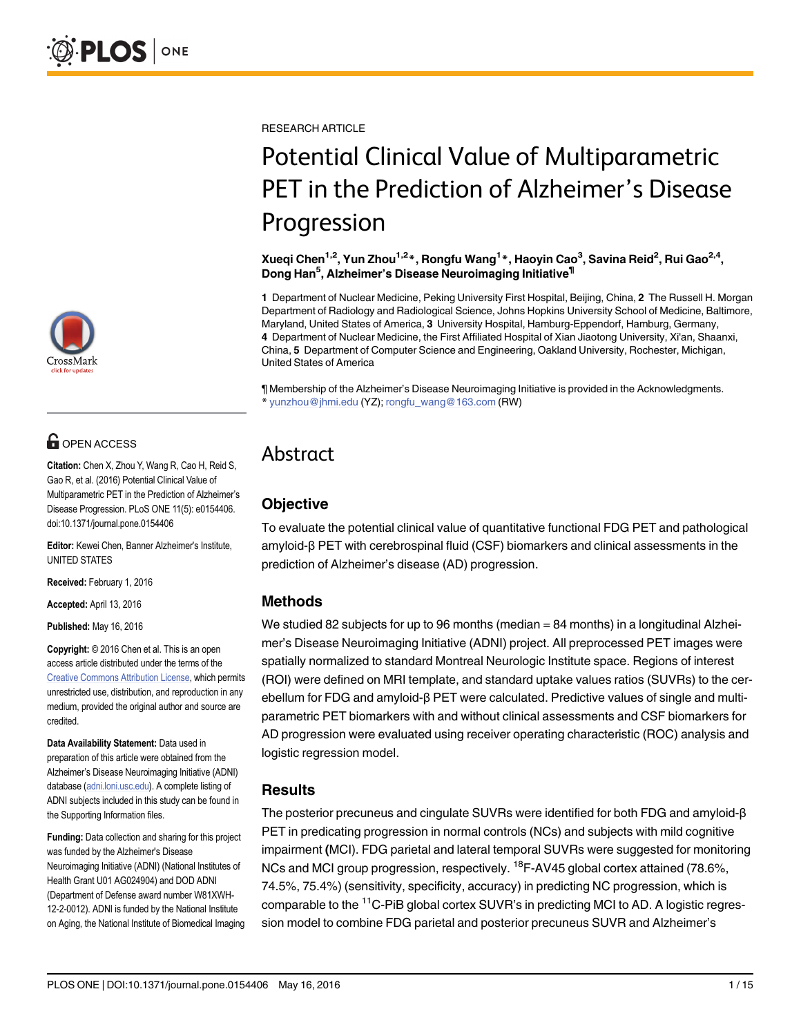RESEARCH ARTICLE

# Potential Clinical Value of Multiparametric PET in the Prediction of Alzheimer's Disease Progression

**Xueqi Chen[1,2], Yun Zhou[1,2]*, Rongfu Wang[1]*, Haoyin Cao[3], Savina Reid[2], Rui Gao[2,4], Dong Han[5], Alzheimer's Disease Neuroimaging Initiative[¶]**

**1** Department of Nuclear Medicine, Peking University First Hospital, Beijing, China, **2** The Russell H. Morgan Department of Radiology and Radiological Science, Johns Hopkins University School of Medicine, Baltimore, Maryland, United States of America, **3** University Hospital, Hamburg-Eppendorf, Hamburg, Germany, **4** Department of Nuclear Medicine, the First Affiliated Hospital of Xian Jiaotong University, Xi'an, Shaanxi, China, **5** Department of Computer Science and Engineering, Oakland University, Rochester, Michigan, United States of America

¶ Membership of the Alzheimer's Disease Neuroimaging Initiative is provided in the Acknowledgments.
* yunzhou@jhmi.edu (YZ); rongfu_wang@163.com (RW)

OPEN ACCESS

**Citation:** Chen X, Zhou Y, Wang R, Cao H, Reid S, Gao R, et al. (2016) Potential Clinical Value of Multiparametric PET in the Prediction of Alzheimer's Disease Progression. PLoS ONE 11(5): e0154406. doi:10.1371/journal.pone.0154406

**Editor:** Kewei Chen, Banner Alzheimer's Institute, UNITED STATES

**Received:** February 1, 2016

**Accepted:** April 13, 2016

**Published:** May 16, 2016

**Copyright:** © 2016 Chen et al. This is an open access article distributed under the terms of the Creative Commons Attribution License, which permits unrestricted use, distribution, and reproduction in any medium, provided the original author and source are credited.

**Data Availability Statement:** Data used in preparation of this article were obtained from the Alzheimer's Disease Neuroimaging Initiative (ADNI) database (adni.loni.usc.edu). A complete listing of ADNI subjects included in this study can be found in the Supporting Information files.

**Funding:** Data collection and sharing for this project was funded by the Alzheimer's Disease Neuroimaging Initiative (ADNI) (National Institutes of Health Grant U01 AG024904) and DOD ADNI (Department of Defense award number W81XWH-12-2-0012). ADNI is funded by the National Institute on Aging, the National Institute of Biomedical Imaging

## Abstract

### Objective

To evaluate the potential clinical value of quantitative functional FDG PET and pathological amyloid-β PET with cerebrospinal fluid (CSF) biomarkers and clinical assessments in the prediction of Alzheimer's disease (AD) progression.

### Methods

We studied 82 subjects for up to 96 months (median = 84 months) in a longitudinal Alzheimer's Disease Neuroimaging Initiative (ADNI) project. All preprocessed PET images were spatially normalized to standard Montreal Neurologic Institute space. Regions of interest (ROI) were defined on MRI template, and standard uptake values ratios (SUVRs) to the cerebellum for FDG and amyloid-β PET were calculated. Predictive values of single and multiparametric PET biomarkers with and without clinical assessments and CSF biomarkers for AD progression were evaluated using receiver operating characteristic (ROC) analysis and logistic regression model.

### Results

The posterior precuneus and cingulate SUVRs were identified for both FDG and amyloid-β PET in predicating progression in normal controls (NCs) and subjects with mild cognitive impairment **(**MCI). FDG parietal and lateral temporal SUVRs were suggested for monitoring NCs and MCI group progression, respectively. $^{18}$F-AV45 global cortex attained (78.6%, 74.5%, 75.4%) (sensitivity, specificity, accuracy) in predicting NC progression, which is comparable to the $^{11}$C-PiB global cortex SUVR's in predicting MCI to AD. A logistic regression model to combine FDG parietal and posterior precuneus SUVR and Alzheimer's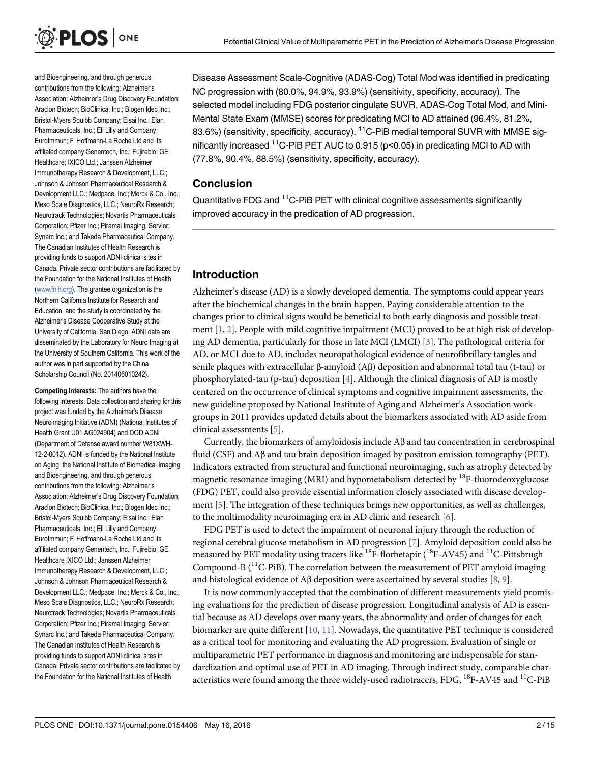and Bioengineering, and through generous contributions from the following: Alzheimer's Association; Alzheimer's Drug Discovery Foundation; Araclon Biotech; BioClinica, Inc.; Biogen Idec Inc.; Bristol-Myers Squibb Company; Eisai Inc.; Elan Pharmaceuticals, Inc.; Eli Lilly and Company; EuroImmun; F. Hoffmann-La Roche Ltd and its affiliated company Genentech, Inc.; Fujirebio; GE Healthcare; IXICO Ltd.; Janssen Alzheimer Immunotherapy Research & Development, LLC.; Johnson & Johnson Pharmaceutical Research & Development LLC.; Medpace, Inc.; Merck & Co., Inc.; Meso Scale Diagnostics, LLC.; NeuroRx Research; Neurotrack Technologies; Novartis Pharmaceuticals Corporation; Pfizer Inc.; Piramal Imaging; Servier; Synarc Inc.; and Takeda Pharmaceutical Company. The Canadian Institutes of Health Research is providing funds to support ADNI clinical sites in Canada. Private sector contributions are facilitated by the Foundation for the National Institutes of Health (www.fnih.org). The grantee organization is the Northern California Institute for Research and Education, and the study is coordinated by the Alzheimer's Disease Cooperative Study at the University of California, San Diego. ADNI data are disseminated by the Laboratory for Neuro Imaging at the University of Southern California. This work of the author was in part supported by the China Scholarship Council (No. 201406010242).

**Competing Interests:** The authors have the following interests: Data collection and sharing for this project was funded by the Alzheimer's Disease Neuroimaging Initiative (ADNI) (National Institutes of Health Grant U01 AG024904) and DOD ADNI (Department of Defense award number W81XWH-12-2-0012). ADNI is funded by the National Institute on Aging, the National Institute of Biomedical Imaging and Bioengineering, and through generous contributions from the following: Alzheimer's Association; Alzheimer's Drug Discovery Foundation; Araclon Biotech; BioClinica, Inc.; Biogen Idec Inc.; Bristol-Myers Squibb Company; Eisai Inc.; Elan Pharmaceuticals, Inc.; Eli Lilly and Company; EuroImmun; F. Hoffmann-La Roche Ltd and its affiliated company Genentech, Inc.; Fujirebio; GE Healthcare IXICO Ltd.; Janssen Alzheimer Immunotherapy Research & Development, LLC.; Johnson & Johnson Pharmaceutical Research & Development LLC.; Medpace, Inc.; Merck & Co., Inc.; Meso Scale Diagnostics, LLC.; NeuroRx Research; Neurotrack Technologies; Novartis Pharmaceuticals Corporation; Pfizer Inc.; Piramal Imaging; Servier; Synarc Inc.; and Takeda Pharmaceutical Company. The Canadian Institutes of Health Research is providing funds to support ADNI clinical sites in Canada. Private sector contributions are facilitated by the Foundation for the National Institutes of Health

Disease Assessment Scale-Cognitive (ADAS-Cog) Total Mod was identified in predicating NC progression with (80.0%, 94.9%, 93.9%) (sensitivity, specificity, accuracy). The selected model including FDG posterior cingulate SUVR, ADAS-Cog Total Mod, and Mini-Mental State Exam (MMSE) scores for predicating MCI to AD attained (96.4%, 81.2%, 83.6%) (sensitivity, specificity, accuracy). $^{11}$C-PiB medial temporal SUVR with MMSE significantly increased $^{11}$C-PiB PET AUC to 0.915 ($p<0.05$) in predicating MCI to AD with (77.8%, 90.4%, 88.5%) (sensitivity, specificity, accuracy).

## Conclusion

Quantitative FDG and $^{11}$C-PiB PET with clinical cognitive assessments significantly improved accuracy in the predication of AD progression.

## Introduction

Alzheimer's disease (AD) is a slowly developed dementia. The symptoms could appear years after the biochemical changes in the brain happen. Paying considerable attention to the changes prior to clinical signs would be beneficial to both early diagnosis and possible treatment [1, 2]. People with mild cognitive impairment (MCI) proved to be at high risk of developing AD dementia, particularly for those in late MCI (LMCI) [3]. The pathological criteria for AD, or MCI due to AD, includes neuropathological evidence of neurofibrillary tangles and senile plaques with extracellular β-amyloid (Aβ) deposition and abnormal total tau (t-tau) or phosphorylated-tau (p-tau) deposition [4]. Although the clinical diagnosis of AD is mostly centered on the occurrence of clinical symptoms and cognitive impairment assessments, the new guideline proposed by National Institute of Aging and Alzheimer's Association workgroups in 2011 provides updated details about the biomarkers associated with AD aside from clinical assessments [5].

Currently, the biomarkers of amyloidosis include Aβ and tau concentration in cerebrospinal fluid (CSF) and Aβ and tau brain deposition imaged by positron emission tomography (PET). Indicators extracted from structural and functional neuroimaging, such as atrophy detected by magnetic resonance imaging (MRI) and hypometabolism detected by $^{18}$F-fluorodeoxyglucose (FDG) PET, could also provide essential information closely associated with disease development [5]. The integration of these techniques brings new opportunities, as well as challenges, to the multimodality neuroimaging era in AD clinic and research [6].

FDG PET is used to detect the impairment of neuronal injury through the reduction of regional cerebral glucose metabolism in AD progression [7]. Amyloid deposition could also be measured by PET modality using tracers like $^{18}$F-florbetapir ($^{18}$F-AV45) and $^{11}$C-Pittsbrugh Compound-B ($^{11}$C-PiB). The correlation between the measurement of PET amyloid imaging and histological evidence of Aβ deposition were ascertained by several studies [8, 9].

It is now commonly accepted that the combination of different measurements yield promising evaluations for the prediction of disease progression. Longitudinal analysis of AD is essential because as AD develops over many years, the abnormality and order of changes for each biomarker are quite different [10, 11]. Nowadays, the quantitative PET technique is considered as a critical tool for monitoring and evaluating the AD progression. Evaluation of single or multiparametric PET performance in diagnosis and monitoring are indispensable for standardization and optimal use of PET in AD imaging. Through indirect study, comparable characteristics were found among the three widely-used radiotracers, FDG, $^{18}$F-AV45 and $^{11}$C-PiB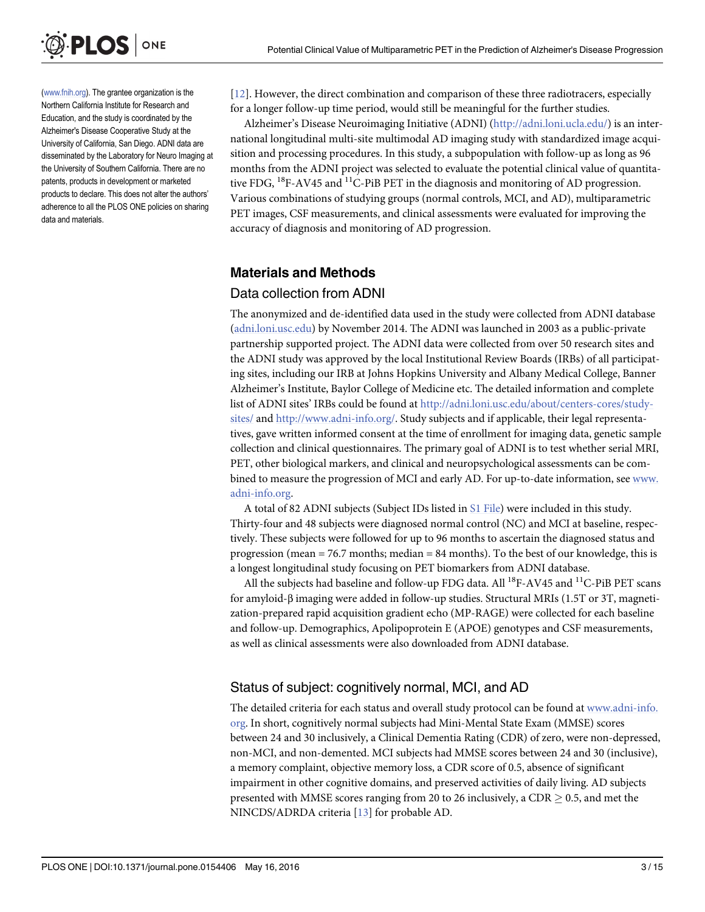(www.fnih.org). The grantee organization is the Northern California Institute for Research and Education, and the study is coordinated by the Alzheimer's Disease Cooperative Study at the University of California, San Diego. ADNI data are disseminated by the Laboratory for Neuro Imaging at the University of Southern California. There are no patents, products in development or marketed products to declare. This does not alter the authors' adherence to all the PLOS ONE policies on sharing data and materials.

[12]. However, the direct combination and comparison of these three radiotracers, especially for a longer follow-up time period, would still be meaningful for the further studies.

Alzheimer's Disease Neuroimaging Initiative (ADNI) (http://adni.loni.ucla.edu/) is an international longitudinal multi-site multimodal AD imaging study with standardized image acquisition and processing procedures. In this study, a subpopulation with follow-up as long as 96 months from the ADNI project was selected to evaluate the potential clinical value of quantitative FDG, $^{18}$F-AV45 and $^{11}$C-PiB PET in the diagnosis and monitoring of AD progression. Various combinations of studying groups (normal controls, MCI, and AD), multiparametric PET images, CSF measurements, and clinical assessments were evaluated for improving the accuracy of diagnosis and monitoring of AD progression.

## Materials and Methods

### Data collection from ADNI

The anonymized and de-identified data used in the study were collected from ADNI database (adni.loni.usc.edu) by November 2014. The ADNI was launched in 2003 as a public-private partnership supported project. The ADNI data were collected from over 50 research sites and the ADNI study was approved by the local Institutional Review Boards (IRBs) of all participating sites, including our IRB at Johns Hopkins University and Albany Medical College, Banner Alzheimer's Institute, Baylor College of Medicine etc. The detailed information and complete list of ADNI sites' IRBs could be found at http://adni.loni.usc.edu/about/centers-cores/study-sites/ and http://www.adni-info.org/. Study subjects and if applicable, their legal representatives, gave written informed consent at the time of enrollment for imaging data, genetic sample collection and clinical questionnaires. The primary goal of ADNI is to test whether serial MRI, PET, other biological markers, and clinical and neuropsychological assessments can be combined to measure the progression of MCI and early AD. For up-to-date information, see www.adni-info.org.

A total of 82 ADNI subjects (Subject IDs listed in S1 File) were included in this study. Thirty-four and 48 subjects were diagnosed normal control (NC) and MCI at baseline, respectively. These subjects were followed for up to 96 months to ascertain the diagnosed status and progression (mean = 76.7 months; median = 84 months). To the best of our knowledge, this is a longest longitudinal study focusing on PET biomarkers from ADNI database.

All the subjects had baseline and follow-up FDG data. All $^{18}$F-AV45 and $^{11}$C-PiB PET scans for amyloid-β imaging were added in follow-up studies. Structural MRIs (1.5T or 3T, magnetization-prepared rapid acquisition gradient echo (MP-RAGE) were collected for each baseline and follow-up. Demographics, Apolipoprotein E (APOE) genotypes and CSF measurements, as well as clinical assessments were also downloaded from ADNI database.

### Status of subject: cognitively normal, MCI, and AD

The detailed criteria for each status and overall study protocol can be found at www.adni-info.org. In short, cognitively normal subjects had Mini-Mental State Exam (MMSE) scores between 24 and 30 inclusively, a Clinical Dementia Rating (CDR) of zero, were non-depressed, non-MCI, and non-demented. MCI subjects had MMSE scores between 24 and 30 (inclusive), a memory complaint, objective memory loss, a CDR score of 0.5, absence of significant impairment in other cognitive domains, and preserved activities of daily living. AD subjects presented with MMSE scores ranging from 20 to 26 inclusively, a CDR $\geq$ 0.5, and met the NINCDS/ADRDA criteria [13] for probable AD.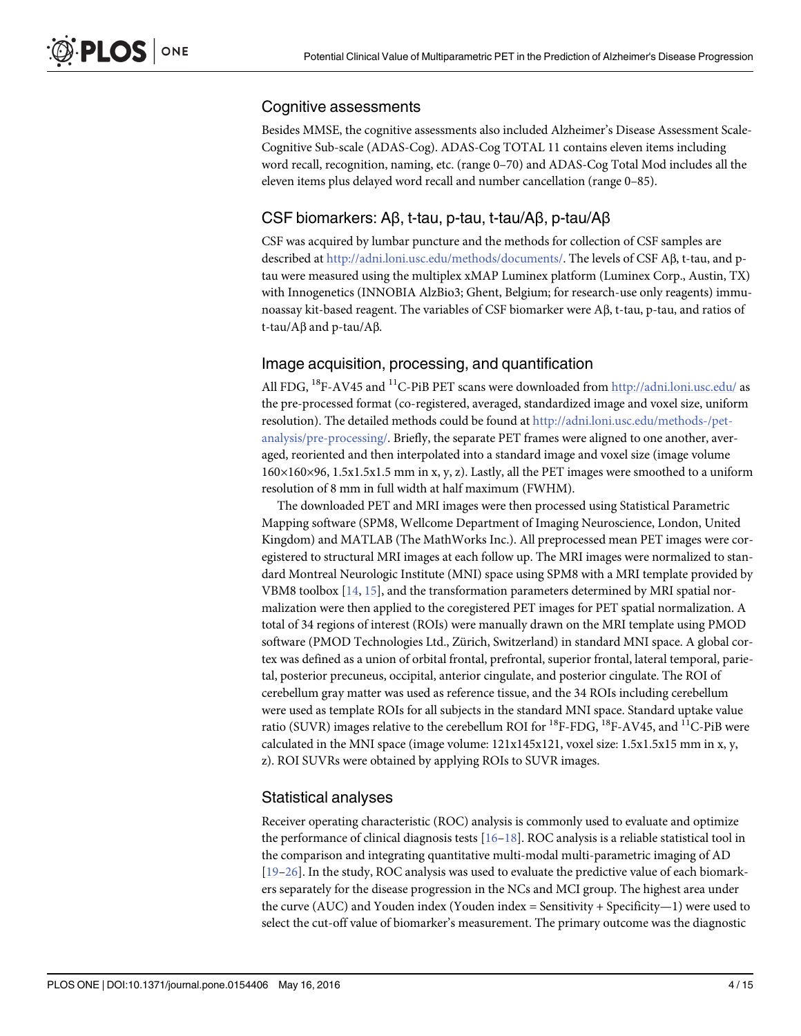## Cognitive assessments

Besides MMSE, the cognitive assessments also included Alzheimer's Disease Assessment Scale-Cognitive Sub-scale (ADAS-Cog). ADAS-Cog TOTAL 11 contains eleven items including word recall, recognition, naming, etc. (range 0–70) and ADAS-Cog Total Mod includes all the eleven items plus delayed word recall and number cancellation (range 0–85).

## CSF biomarkers: Aβ, t-tau, p-tau, t-tau/Aβ, p-tau/Aβ

CSF was acquired by lumbar puncture and the methods for collection of CSF samples are described at http://adni.loni.usc.edu/methods/documents/. The levels of CSF Aβ, t-tau, and p-tau were measured using the multiplex xMAP Luminex platform (Luminex Corp., Austin, TX) with Innogenetics (INNOBIA AlzBio3; Ghent, Belgium; for research-use only reagents) immunoassay kit-based reagent. The variables of CSF biomarker were Aβ, t-tau, p-tau, and ratios of t-tau/Aβ and p-tau/Aβ.

## Image acquisition, processing, and quantification

All FDG, $^{18}$F-AV45 and $^{11}$C-PiB PET scans were downloaded from http://adni.loni.usc.edu/ as the pre-processed format (co-registered, averaged, standardized image and voxel size, uniform resolution). The detailed methods could be found at http://adni.loni.usc.edu/methods-/pet-analysis/pre-processing/. Briefly, the separate PET frames were aligned to one another, averaged, reoriented and then interpolated into a standard image and voxel size (image volume 160×160×96, 1.5x1.5x1.5 mm in x, y, z). Lastly, all the PET images were smoothed to a uniform resolution of 8 mm in full width at half maximum (FWHM).

The downloaded PET and MRI images were then processed using Statistical Parametric Mapping software (SPM8, Wellcome Department of Imaging Neuroscience, London, United Kingdom) and MATLAB (The MathWorks Inc.). All preprocessed mean PET images were coregistered to structural MRI images at each follow up. The MRI images were normalized to standard Montreal Neurologic Institute (MNI) space using SPM8 with a MRI template provided by VBM8 toolbox [14, 15], and the transformation parameters determined by MRI spatial normalization were then applied to the coregistered PET images for PET spatial normalization. A total of 34 regions of interest (ROIs) were manually drawn on the MRI template using PMOD software (PMOD Technologies Ltd., Zürich, Switzerland) in standard MNI space. A global cortex was defined as a union of orbital frontal, prefrontal, superior frontal, lateral temporal, parietal, posterior precuneus, occipital, anterior cingulate, and posterior cingulate. The ROI of cerebellum gray matter was used as reference tissue, and the 34 ROIs including cerebellum were used as template ROIs for all subjects in the standard MNI space. Standard uptake value ratio (SUVR) images relative to the cerebellum ROI for $^{18}$F-FDG, $^{18}$F-AV45, and $^{11}$C-PiB were calculated in the MNI space (image volume: 121x145x121, voxel size: 1.5x1.5x15 mm in x, y, z). ROI SUVRs were obtained by applying ROIs to SUVR images.

## Statistical analyses

Receiver operating characteristic (ROC) analysis is commonly used to evaluate and optimize the performance of clinical diagnosis tests [16–18]. ROC analysis is a reliable statistical tool in the comparison and integrating quantitative multi-modal multi-parametric imaging of AD [19–26]. In the study, ROC analysis was used to evaluate the predictive value of each biomarkers separately for the disease progression in the NCs and MCI group. The highest area under the curve (AUC) and Youden index (Youden index = Sensitivity + Specificity—1) were used to select the cut-off value of biomarker's measurement. The primary outcome was the diagnostic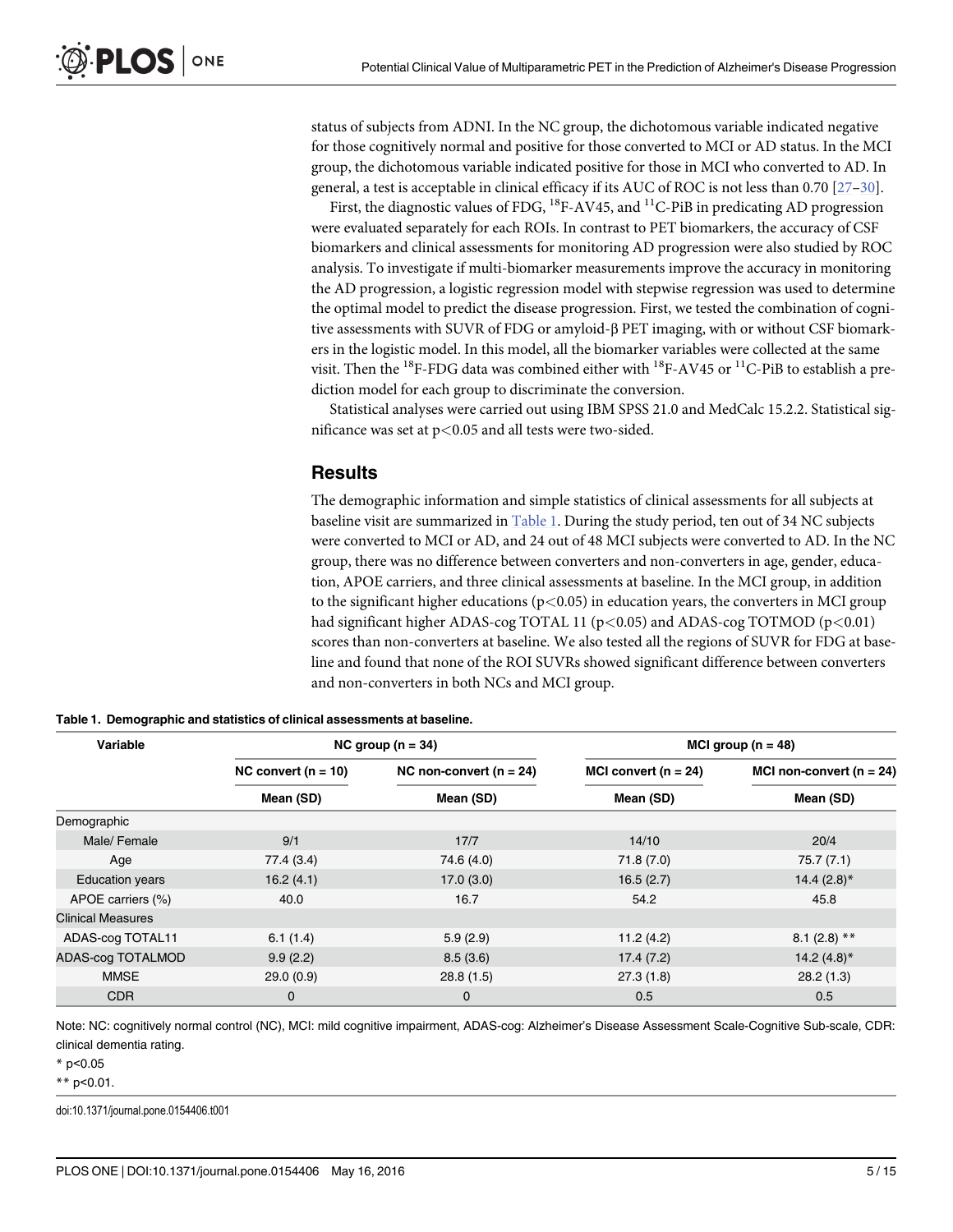status of subjects from ADNI. In the NC group, the dichotomous variable indicated negative for those cognitively normal and positive for those converted to MCI or AD status. In the MCI group, the dichotomous variable indicated positive for those in MCI who converted to AD. In general, a test is acceptable in clinical efficacy if its AUC of ROC is not less than 0.70 [27–30].

First, the diagnostic values of FDG, $^{18}$F-AV45, and $^{11}$C-PiB in predicating AD progression were evaluated separately for each ROIs. In contrast to PET biomarkers, the accuracy of CSF biomarkers and clinical assessments for monitoring AD progression were also studied by ROC analysis. To investigate if multi-biomarker measurements improve the accuracy in monitoring the AD progression, a logistic regression model with stepwise regression was used to determine the optimal model to predict the disease progression. First, we tested the combination of cognitive assessments with SUVR of FDG or amyloid-β PET imaging, with or without CSF biomarkers in the logistic model. In this model, all the biomarker variables were collected at the same visit. Then the $^{18}$F-FDG data was combined either with $^{18}$F-AV45 or $^{11}$C-PiB to establish a prediction model for each group to discriminate the conversion.

Statistical analyses were carried out using IBM SPSS 21.0 and MedCalc 15.2.2. Statistical significance was set at $p<0.05$ and all tests were two-sided.

## Results

The demographic information and simple statistics of clinical assessments for all subjects at baseline visit are summarized in Table 1. During the study period, ten out of 34 NC subjects were converted to MCI or AD, and 24 out of 48 MCI subjects were converted to AD. In the NC group, there was no difference between converters and non-converters in age, gender, education, APOE carriers, and three clinical assessments at baseline. In the MCI group, in addition to the significant higher educations ($p<0.05$) in education years, the converters in MCI group had significant higher ADAS-cog TOTAL 11 ($p<0.05$) and ADAS-cog TOTMOD ($p<0.01$) scores than non-converters at baseline. We also tested all the regions of SUVR for FDG at baseline and found that none of the ROI SUVRs showed significant difference between converters and non-converters in both NCs and MCI group.

**Table 1. Demographic and statistics of clinical assessments at baseline.**

| Variable | NC group (n = 34) | | MCI group (n = 48) | |
|---|---|---|---|---|
| | NC convert (n = 10) | NC non-convert (n = 24) | MCI convert (n = 24) | MCI non-convert (n = 24) |
| | Mean (SD) | Mean (SD) | Mean (SD) | Mean (SD) |
| Demographic | | | | |
| Male/ Female | 9/1 | 17/7 | 14/10 | 20/4 |
| Age | 77.4 (3.4) | 74.6 (4.0) | 71.8 (7.0) | 75.7 (7.1) |
| Education years | 16.2 (4.1) | 17.0 (3.0) | 16.5 (2.7) | 14.4 (2.8)* |
| APOE carriers (%) | 40.0 | 16.7 | 54.2 | 45.8 |
| Clinical Measures | | | | |
| ADAS-cog TOTAL11 | 6.1 (1.4) | 5.9 (2.9) | 11.2 (4.2) | 8.1 (2.8) ** |
| ADAS-cog TOTALMOD | 9.9 (2.2) | 8.5 (3.6) | 17.4 (7.2) | 14.2 (4.8)* |
| MMSE | 29.0 (0.9) | 28.8 (1.5) | 27.3 (1.8) | 28.2 (1.3) |
| CDR | 0 | 0 | 0.5 | 0.5 |

Note: NC: cognitively normal control (NC), MCI: mild cognitive impairment, ADAS-cog: Alzheimer's Disease Assessment Scale-Cognitive Sub-scale, CDR: clinical dementia rating.

* p<0.05

** p<0.01.

doi:10.1371/journal.pone.0154406.t001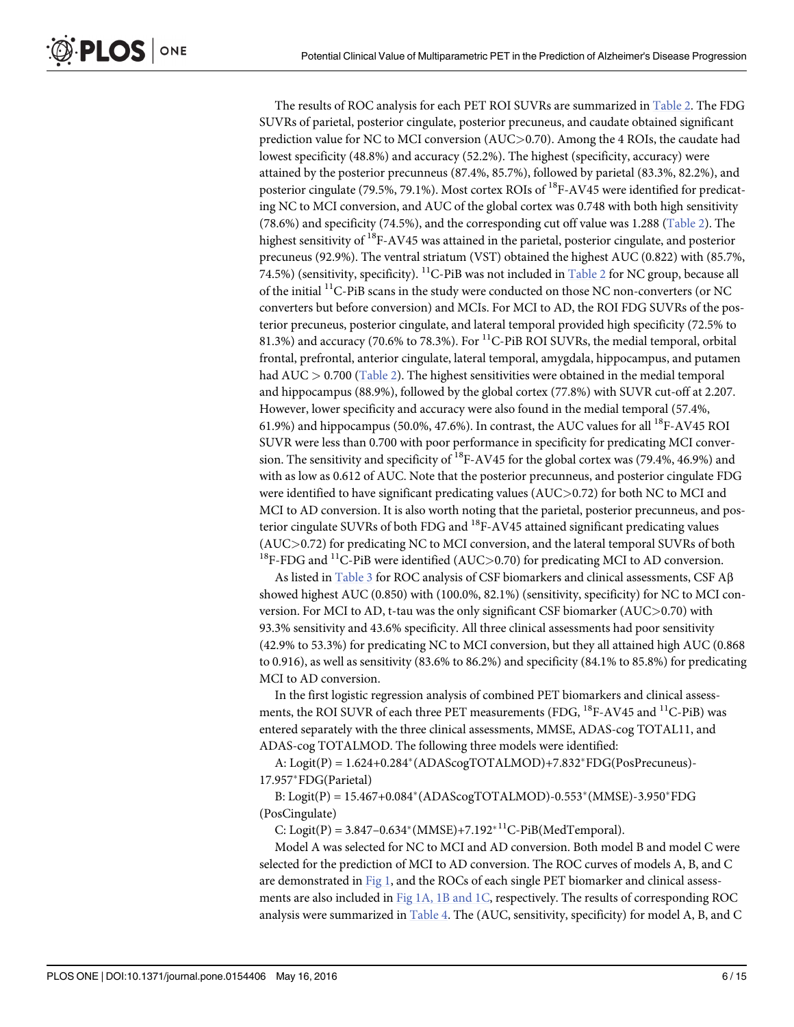The results of ROC analysis for each PET ROI SUVRs are summarized in Table 2. The FDG SUVRs of parietal, posterior cingulate, posterior precuneus, and caudate obtained significant prediction value for NC to MCI conversion (AUC>0.70). Among the 4 ROIs, the caudate had lowest specificity (48.8%) and accuracy (52.2%). The highest (specificity, accuracy) were attained by the posterior precunneus (87.4%, 85.7%), followed by parietal (83.3%, 82.2%), and posterior cingulate (79.5%, 79.1%). Most cortex ROIs of $^{18}$F-AV45 were identified for predicating NC to MCI conversion, and AUC of the global cortex was 0.748 with both high sensitivity (78.6%) and specificity (74.5%), and the corresponding cut off value was 1.288 (Table 2). The highest sensitivity of $^{18}$F-AV45 was attained in the parietal, posterior cingulate, and posterior precuneus (92.9%). The ventral striatum (VST) obtained the highest AUC (0.822) with (85.7%, 74.5%) (sensitivity, specificity). $^{11}$C-PiB was not included in Table 2 for NC group, because all of the initial $^{11}$C-PiB scans in the study were conducted on those NC non-converters (or NC converters but before conversion) and MCIs. For MCI to AD, the ROI FDG SUVRs of the posterior precuneus, posterior cingulate, and lateral temporal provided high specificity (72.5% to 81.3%) and accuracy (70.6% to 78.3%). For $^{11}$C-PiB ROI SUVRs, the medial temporal, orbital frontal, prefrontal, anterior cingulate, lateral temporal, amygdala, hippocampus, and putamen had AUC > 0.700 (Table 2). The highest sensitivities were obtained in the medial temporal and hippocampus (88.9%), followed by the global cortex (77.8%) with SUVR cut-off at 2.207. However, lower specificity and accuracy were also found in the medial temporal (57.4%, 61.9%) and hippocampus (50.0%, 47.6%). In contrast, the AUC values for all $^{18}$F-AV45 ROI SUVR were less than 0.700 with poor performance in specificity for predicating MCI conversion. The sensitivity and specificity of $^{18}$F-AV45 for the global cortex was (79.4%, 46.9%) and with as low as 0.612 of AUC. Note that the posterior precunneus, and posterior cingulate FDG were identified to have significant predicating values (AUC>0.72) for both NC to MCI and MCI to AD conversion. It is also worth noting that the parietal, posterior precunneus, and posterior cingulate SUVRs of both FDG and $^{18}$F-AV45 attained significant predicating values (AUC>0.72) for predicating NC to MCI conversion, and the lateral temporal SUVRs of both $^{18}$F-FDG and $^{11}$C-PiB were identified (AUC>0.70) for predicating MCI to AD conversion.

As listed in Table 3 for ROC analysis of CSF biomarkers and clinical assessments, CSF Aβ showed highest AUC (0.850) with (100.0%, 82.1%) (sensitivity, specificity) for NC to MCI conversion. For MCI to AD, t-tau was the only significant CSF biomarker (AUC>0.70) with 93.3% sensitivity and 43.6% specificity. All three clinical assessments had poor sensitivity (42.9% to 53.3%) for predicating NC to MCI conversion, but they all attained high AUC (0.868 to 0.916), as well as sensitivity (83.6% to 86.2%) and specificity (84.1% to 85.8%) for predicating MCI to AD conversion.

In the first logistic regression analysis of combined PET biomarkers and clinical assessments, the ROI SUVR of each three PET measurements (FDG, $^{18}$F-AV45 and $^{11}$C-PiB) was entered separately with the three clinical assessments, MMSE, ADAS-cog TOTAL11, and ADAS-cog TOTALMOD. The following three models were identified:

A: Logit(P) = 1.624+0.284*(ADAScogTOTALMOD)+7.832*FDG(PosPrecuneus)-17.957*FDG(Parietal)

B: Logit(P) = 15.467+0.084*(ADAScogTOTALMOD)-0.553*(MMSE)-3.950*FDG(PosCingulate)

C: Logit(P) = 3.847–0.634*(MMSE)+7.192*$^{11}$C-PiB(MedTemporal).

Model A was selected for NC to MCI and AD conversion. Both model B and model C were selected for the prediction of MCI to AD conversion. The ROC curves of models A, B, and C are demonstrated in Fig 1, and the ROCs of each single PET biomarker and clinical assessments are also included in Fig 1A, 1B and 1C, respectively. The results of corresponding ROC analysis were summarized in Table 4. The (AUC, sensitivity, specificity) for model A, B, and C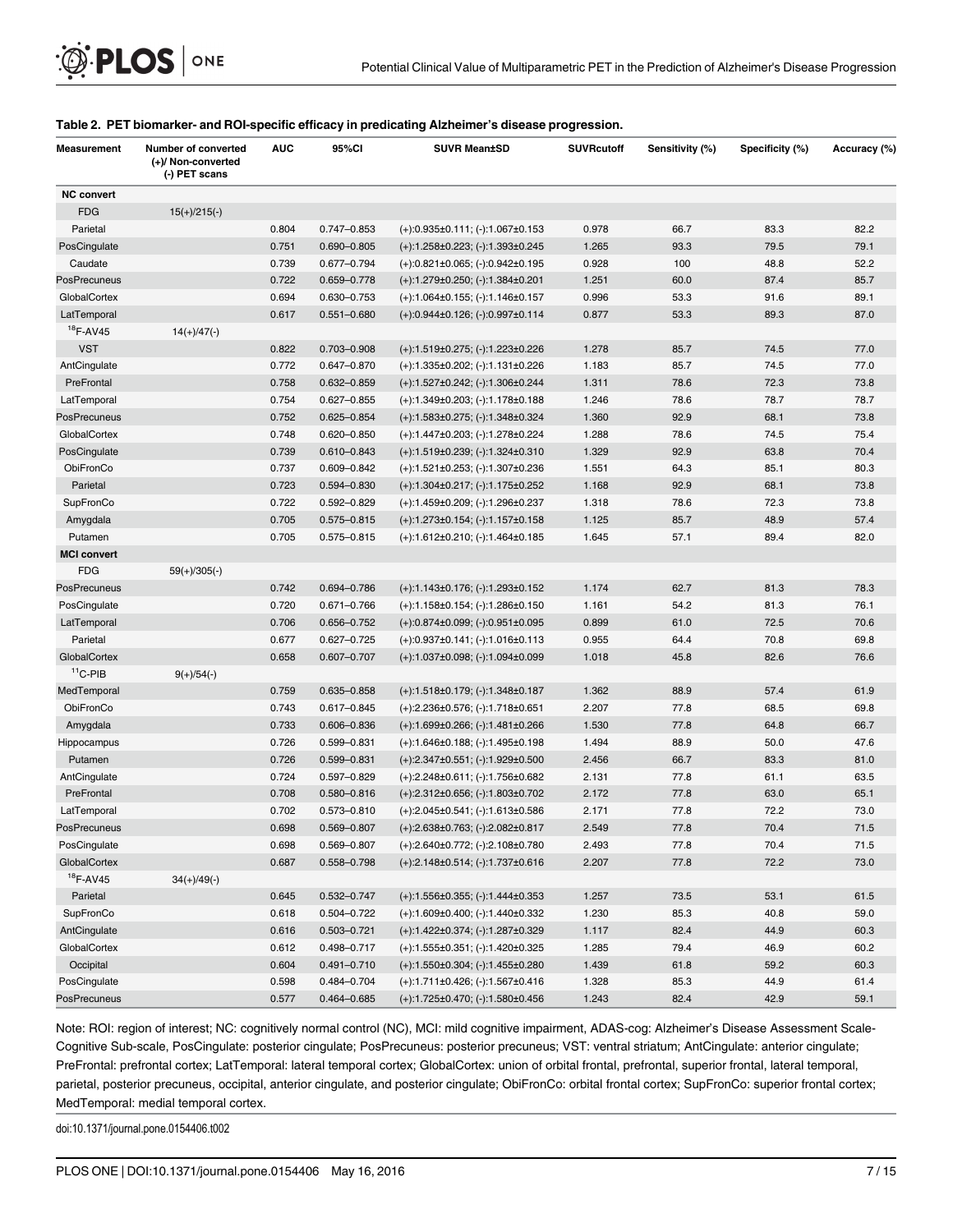**Table 2. PET biomarker- and ROI-specific efficacy in predicating Alzheimer's disease progression.**

| Measurement | Number of converted (+)/ Non-converted (-) PET scans | AUC | 95%CI | SUVR Mean±SD | SUVRcutoff | Sensitivity (%) | Specificity (%) | Accuracy (%) |
|---|---|---|---|---|---|---|---|---|
| **NC convert** | | | | | | | | |
| FDG | 15(+)/215(-) | | | | | | | |
| Parietal | | 0.804 | 0.747–0.853 | (+):0.935±0.111; (-):1.067±0.153 | 0.978 | 66.7 | 83.3 | 82.2 |
| PosCingulate | | 0.751 | 0.690–0.805 | (+):1.258±0.223; (-):1.393±0.245 | 1.265 | 93.3 | 79.5 | 79.1 |
| Caudate | | 0.739 | 0.677–0.794 | (+):0.821±0.065; (-):0.942±0.195 | 0.928 | 100 | 48.8 | 52.2 |
| PosPrecuneus | | 0.722 | 0.659–0.778 | (+):1.279±0.250; (-):1.384±0.201 | 1.251 | 60.0 | 87.4 | 85.7 |
| GlobalCortex | | 0.694 | 0.630–0.753 | (+):1.064±0.155; (-):1.146±0.157 | 0.996 | 53.3 | 91.6 | 89.1 |
| LatTemporal | | 0.617 | 0.551–0.680 | (+):0.944±0.126; (-):0.997±0.114 | 0.877 | 53.3 | 89.3 | 87.0 |
| $^{18}$F-AV45 | 14(+)/47(-) | | | | | | | |
| VST | | 0.822 | 0.703–0.908 | (+):1.519±0.275; (-):1.223±0.226 | 1.278 | 85.7 | 74.5 | 77.0 |
| AntCingulate | | 0.772 | 0.647–0.870 | (+):1.335±0.202; (-):1.131±0.226 | 1.183 | 85.7 | 74.5 | 77.0 |
| PreFrontal | | 0.758 | 0.632–0.859 | (+):1.527±0.242; (-):1.306±0.244 | 1.311 | 78.6 | 72.3 | 73.8 |
| LatTemporal | | 0.754 | 0.627–0.855 | (+):1.349±0.203; (-):1.178±0.188 | 1.246 | 78.6 | 78.7 | 78.7 |
| PosPrecuneus | | 0.752 | 0.625–0.854 | (+):1.583±0.275; (-):1.348±0.324 | 1.360 | 92.9 | 68.1 | 73.8 |
| GlobalCortex | | 0.748 | 0.620–0.850 | (+):1.447±0.203; (-):1.278±0.224 | 1.288 | 78.6 | 74.5 | 75.4 |
| PosCingulate | | 0.739 | 0.610–0.843 | (+):1.519±0.239; (-):1.324±0.310 | 1.329 | 92.9 | 63.8 | 70.4 |
| ObiFronCo | | 0.737 | 0.609–0.842 | (+):1.521±0.253; (-):1.307±0.236 | 1.551 | 64.3 | 85.1 | 80.3 |
| Parietal | | 0.723 | 0.594–0.830 | (+):1.304±0.217; (-):1.175±0.252 | 1.168 | 92.9 | 68.1 | 73.8 |
| SupFronCo | | 0.722 | 0.592–0.829 | (+):1.459±0.209; (-):1.296±0.237 | 1.318 | 78.6 | 72.3 | 73.8 |
| Amygdala | | 0.705 | 0.575–0.815 | (+):1.273±0.154; (-):1.157±0.158 | 1.125 | 85.7 | 48.9 | 57.4 |
| Putamen | | 0.705 | 0.575–0.815 | (+):1.612±0.210; (-):1.464±0.185 | 1.645 | 57.1 | 89.4 | 82.0 |
| **MCI convert** | | | | | | | | |
| FDG | 59(+)/305(-) | | | | | | | |
| PosPrecuneus | | 0.742 | 0.694–0.786 | (+):1.143±0.176; (-):1.293±0.152 | 1.174 | 62.7 | 81.3 | 78.3 |
| PosCingulate | | 0.720 | 0.671–0.766 | (+):1.158±0.154; (-):1.286±0.150 | 1.161 | 54.2 | 81.3 | 76.1 |
| LatTemporal | | 0.706 | 0.656–0.752 | (+):0.874±0.099; (-):0.951±0.095 | 0.899 | 61.0 | 72.5 | 70.6 |
| Parietal | | 0.677 | 0.627–0.725 | (+):0.937±0.141; (-):1.016±0.113 | 0.955 | 64.4 | 70.8 | 69.8 |
| GlobalCortex | | 0.658 | 0.607–0.707 | (+):1.037±0.098; (-):1.094±0.099 | 1.018 | 45.8 | 82.6 | 76.6 |
| $^{11}$C-PIB | 9(+)/54(-) | | | | | | | |
| MedTemporal | | 0.759 | 0.635–0.858 | (+):1.518±0.179; (-):1.348±0.187 | 1.362 | 88.9 | 57.4 | 61.9 |
| ObiFronCo | | 0.743 | 0.617–0.845 | (+):2.236±0.576; (-):1.718±0.651 | 2.207 | 77.8 | 68.5 | 69.8 |
| Amygdala | | 0.733 | 0.606–0.836 | (+):1.699±0.266; (-):1.481±0.266 | 1.530 | 77.8 | 64.8 | 66.7 |
| Hippocampus | | 0.726 | 0.599–0.831 | (+):1.646±0.188; (-):1.495±0.198 | 1.494 | 88.9 | 50.0 | 47.6 |
| Putamen | | 0.726 | 0.599–0.831 | (+):2.347±0.551; (-):1.929±0.500 | 2.456 | 66.7 | 83.3 | 81.0 |
| AntCingulate | | 0.724 | 0.597–0.829 | (+):2.248±0.611; (-):1.756±0.682 | 2.131 | 77.8 | 61.1 | 63.5 |
| PreFrontal | | 0.708 | 0.580–0.816 | (+):2.312±0.656; (-):1.803±0.702 | 2.172 | 77.8 | 63.0 | 65.1 |
| LatTemporal | | 0.702 | 0.573–0.810 | (+):2.045±0.541; (-):1.613±0.586 | 2.171 | 77.8 | 72.2 | 73.0 |
| PosPrecuneus | | 0.698 | 0.569–0.807 | (+):2.638±0.763; (-):2.082±0.817 | 2.549 | 77.8 | 70.4 | 71.5 |
| PosCingulate | | 0.698 | 0.569–0.807 | (+):2.640±0.772; (-):2.108±0.780 | 2.493 | 77.8 | 70.4 | 71.5 |
| GlobalCortex | | 0.687 | 0.558–0.798 | (+):2.148±0.514; (-):1.737±0.616 | 2.207 | 77.8 | 72.2 | 73.0 |
| $^{18}$F-AV45 | 34(+)/49(-) | | | | | | | |
| Parietal | | 0.645 | 0.532–0.747 | (+):1.556±0.355; (-):1.444±0.353 | 1.257 | 73.5 | 53.1 | 61.5 |
| SupFronCo | | 0.618 | 0.504–0.722 | (+):1.609±0.400; (-):1.440±0.332 | 1.230 | 85.3 | 40.8 | 59.0 |
| AntCingulate | | 0.616 | 0.503–0.721 | (+):1.422±0.374; (-):1.287±0.329 | 1.117 | 82.4 | 44.9 | 60.3 |
| GlobalCortex | | 0.612 | 0.498–0.717 | (+):1.555±0.351; (-):1.420±0.325 | 1.285 | 79.4 | 46.9 | 60.2 |
| Occipital | | 0.604 | 0.491–0.710 | (+):1.550±0.304; (-):1.455±0.280 | 1.439 | 61.8 | 59.2 | 60.3 |
| PosCingulate | | 0.598 | 0.484–0.704 | (+):1.711±0.426; (-):1.567±0.416 | 1.328 | 85.3 | 44.9 | 61.4 |
| PosPrecuneus | | 0.577 | 0.464–0.685 | (+):1.725±0.470; (-):1.580±0.456 | 1.243 | 82.4 | 42.9 | 59.1 |

Note: ROI: region of interest; NC: cognitively normal control (NC), MCI: mild cognitive impairment, ADAS-cog: Alzheimer's Disease Assessment Scale-Cognitive Sub-scale, PosCingulate: posterior cingulate; PosPrecuneus: posterior precuneus; VST: ventral striatum; AntCingulate: anterior cingulate; PreFrontal: prefrontal cortex; LatTemporal: lateral temporal cortex; GlobalCortex: union of orbital frontal, prefrontal, superior frontal, lateral temporal, parietal, posterior precuneus, occipital, anterior cingulate, and posterior cingulate; ObiFronCo: orbital frontal cortex; SupFronCo: superior frontal cortex; MedTemporal: medial temporal cortex.

doi:10.1371/journal.pone.0154406.t002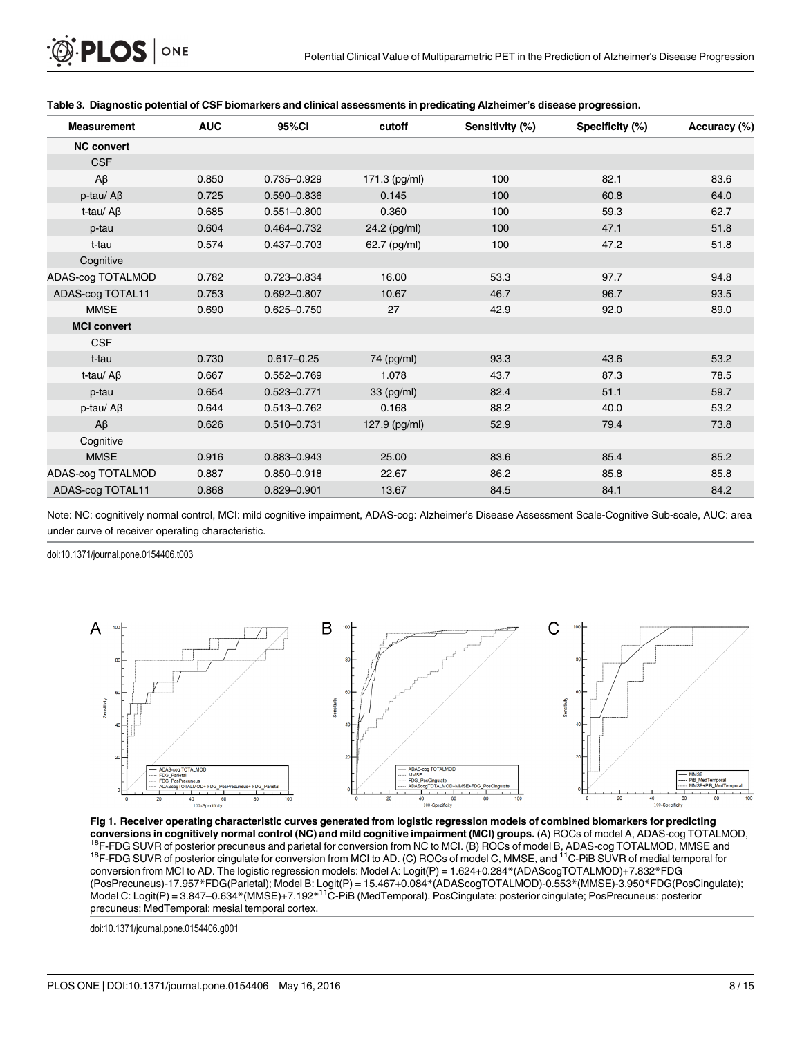**Table 3. Diagnostic potential of CSF biomarkers and clinical assessments in predicating Alzheimer's disease progression.**

| Measurement | AUC | 95%CI | cutoff | Sensitivity (%) | Specificity (%) | Accuracy (%) |
|---|---|---|---|---|---|---|
| **NC convert** | | | | | | |
| CSF | | | | | | |
| Aβ | 0.850 | 0.735–0.929 | 171.3 (pg/ml) | 100 | 82.1 | 83.6 |
| p-tau/ Aβ | 0.725 | 0.590–0.836 | 0.145 | 100 | 60.8 | 64.0 |
| t-tau/ Aβ | 0.685 | 0.551–0.800 | 0.360 | 100 | 59.3 | 62.7 |
| p-tau | 0.604 | 0.464–0.732 | 24.2 (pg/ml) | 100 | 47.1 | 51.8 |
| t-tau | 0.574 | 0.437–0.703 | 62.7 (pg/ml) | 100 | 47.2 | 51.8 |
| Cognitive | | | | | | |
| ADAS-cog TOTALMOD | 0.782 | 0.723–0.834 | 16.00 | 53.3 | 97.7 | 94.8 |
| ADAS-cog TOTAL11 | 0.753 | 0.692–0.807 | 10.67 | 46.7 | 96.7 | 93.5 |
| MMSE | 0.690 | 0.625–0.750 | 27 | 42.9 | 92.0 | 89.0 |
| **MCI convert** | | | | | | |
| CSF | | | | | | |
| t-tau | 0.730 | 0.617–0.25 | 74 (pg/ml) | 93.3 | 43.6 | 53.2 |
| t-tau/ Aβ | 0.667 | 0.552–0.769 | 1.078 | 43.7 | 87.3 | 78.5 |
| p-tau | 0.654 | 0.523–0.771 | 33 (pg/ml) | 82.4 | 51.1 | 59.7 |
| p-tau/ Aβ | 0.644 | 0.513–0.762 | 0.168 | 88.2 | 40.0 | 53.2 |
| Aβ | 0.626 | 0.510–0.731 | 127.9 (pg/ml) | 52.9 | 79.4 | 73.8 |
| Cognitive | | | | | | |
| MMSE | 0.916 | 0.883–0.943 | 25.00 | 83.6 | 85.4 | 85.2 |
| ADAS-cog TOTALMOD | 0.887 | 0.850–0.918 | 22.67 | 86.2 | 85.8 | 85.8 |
| ADAS-cog TOTAL11 | 0.868 | 0.829–0.901 | 13.67 | 84.5 | 84.1 | 84.2 |

Note: NC: cognitively normal control, MCI: mild cognitive impairment, ADAS-cog: Alzheimer's Disease Assessment Scale-Cognitive Sub-scale, AUC: area under curve of receiver operating characteristic.

doi:10.1371/journal.pone.0154406.t003

**Fig 1. Receiver operating characteristic curves generated from logistic regression models of combined biomarkers for predicting conversions in cognitively normal control (NC) and mild cognitive impairment (MCI) groups.** (A) ROCs of model A, ADAS-cog TOTALMOD, $^{18}$F-FDG SUVR of posterior precuneus and parietal for conversion from NC to MCI. (B) ROCs of model B, ADAS-cog TOTALMOD, MMSE and $^{18}$F-FDG SUVR of posterior cingulate for conversion from MCI to AD. (C) ROCs of model C, MMSE, and $^{11}$C-PiB SUVR of medial temporal for conversion from MCI to AD. The logistic regression models: Model A: Logit(P) = 1.624+0.284*(ADAScogTOTALMOD)+7.832*FDG (PosPrecuneus)-17.957*FDG(Parietal); Model B: Logit(P) = 15.467+0.084*(ADAScogTOTALMOD)-0.553*(MMSE)-3.950*FDG(PosCingulate); Model C: Logit(P) = 3.847–0.634*(MMSE)+7.192*$^{11}$C-PiB (MedTemporal). PosCingulate: posterior cingulate; PosPrecuneus: posterior precuneus; MedTemporal: mesial temporal cortex.

doi:10.1371/journal.pone.0154406.g001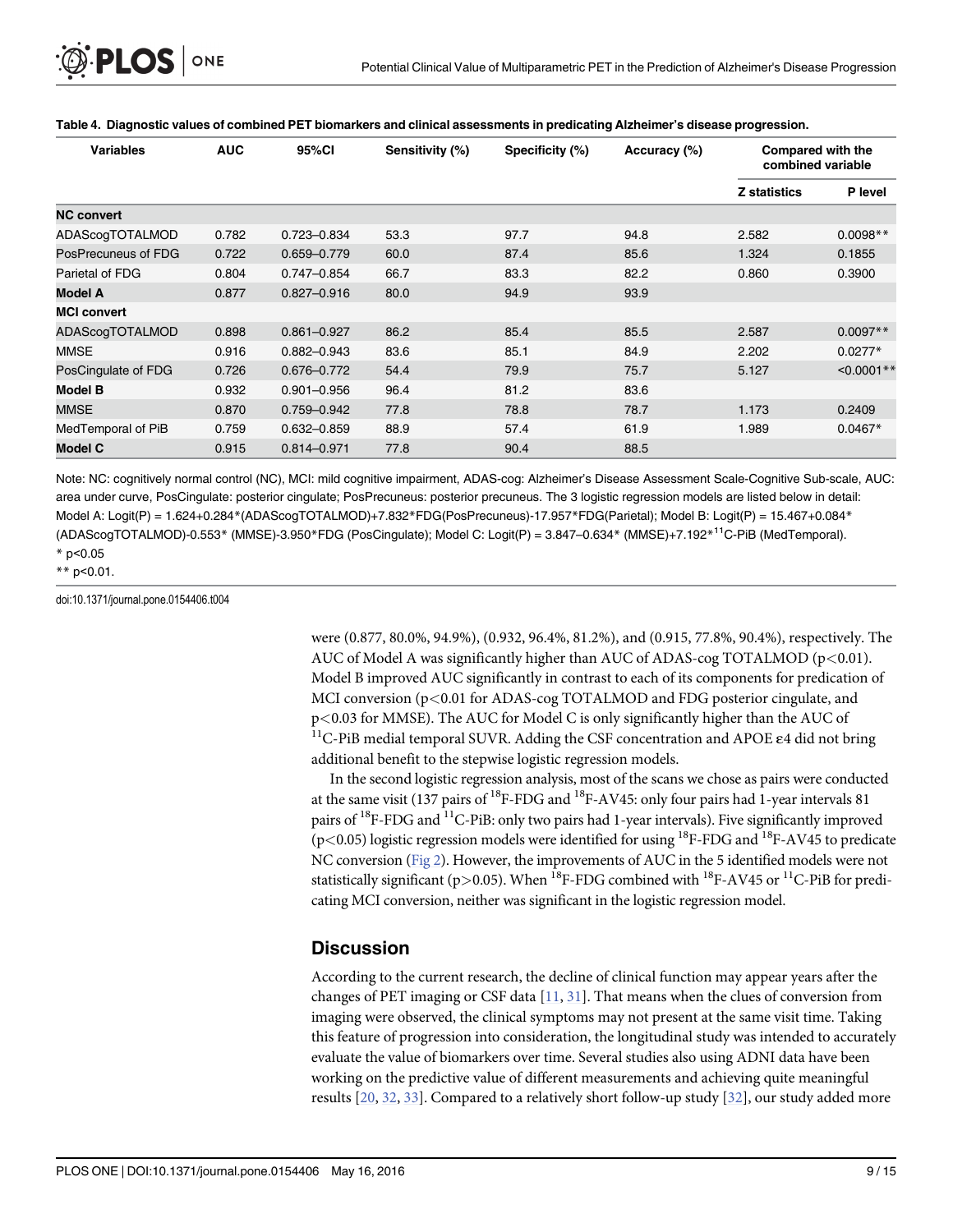**Table 4. Diagnostic values of combined PET biomarkers and clinical assessments in predicating Alzheimer's disease progression.**

| Variables | AUC | 95%CI | Sensitivity (%) | Specificity (%) | Accuracy (%) | Compared with the combined variable | |
|---|---|---|---|---|---|---|---|
| | | | | | | Z statistics | P level |
| **NC convert** | | | | | | | |
| ADAScogTOTALMOD | 0.782 | 0.723–0.834 | 53.3 | 97.7 | 94.8 | 2.582 | 0.0098** |
| PosPrecuneus of FDG | 0.722 | 0.659–0.779 | 60.0 | 87.4 | 85.6 | 1.324 | 0.1855 |
| Parietal of FDG | 0.804 | 0.747–0.854 | 66.7 | 83.3 | 82.2 | 0.860 | 0.3900 |
| **Model A** | 0.877 | 0.827–0.916 | 80.0 | 94.9 | 93.9 | | |
| **MCI convert** | | | | | | | |
| ADAScogTOTALMOD | 0.898 | 0.861–0.927 | 86.2 | 85.4 | 85.5 | 2.587 | 0.0097** |
| MMSE | 0.916 | 0.882–0.943 | 83.6 | 85.1 | 84.9 | 2.202 | 0.0277* |
| PosCingulate of FDG | 0.726 | 0.676–0.772 | 54.4 | 79.9 | 75.7 | 5.127 | <0.0001** |
| **Model B** | 0.932 | 0.901–0.956 | 96.4 | 81.2 | 83.6 | | |
| MMSE | 0.870 | 0.759–0.942 | 77.8 | 78.8 | 78.7 | 1.173 | 0.2409 |
| MedTemporal of PiB | 0.759 | 0.632–0.859 | 88.9 | 57.4 | 61.9 | 1.989 | 0.0467* |
| **Model C** | 0.915 | 0.814–0.971 | 77.8 | 90.4 | 88.5 | | |

Note: NC: cognitively normal control (NC), MCI: mild cognitive impairment, ADAS-cog: Alzheimer's Disease Assessment Scale-Cognitive Sub-scale, AUC: area under curve, PosCingulate: posterior cingulate; PosPrecuneus: posterior precuneus. The 3 logistic regression models are listed below in detail: Model A: Logit(P) = 1.624+0.284*(ADAScogTOTALMOD)+7.832*FDG(PosPrecuneus)-17.957*FDG(Parietal); Model B: Logit(P) = 15.467+0.084*(ADAScogTOTALMOD)-0.553* (MMSE)-3.950*FDG (PosCingulate); Model C: Logit(P) = 3.847–0.634* (MMSE)+7.192*$^{11}$C-PiB (MedTemporal).

* p<0.05

** p<0.01.

doi:10.1371/journal.pone.0154406.t004

were (0.877, 80.0%, 94.9%), (0.932, 96.4%, 81.2%), and (0.915, 77.8%, 90.4%), respectively. The AUC of Model A was significantly higher than AUC of ADAS-cog TOTALMOD ($p<0.01$). Model B improved AUC significantly in contrast to each of its components for predication of MCI conversion ($p<0.01$ for ADAS-cog TOTALMOD and FDG posterior cingulate, and $p<0.03$ for MMSE). The AUC for Model C is only significantly higher than the AUC of $^{11}$C-PiB medial temporal SUVR. Adding the CSF concentration and APOE ε4 did not bring additional benefit to the stepwise logistic regression models.

In the second logistic regression analysis, most of the scans we chose as pairs were conducted at the same visit (137 pairs of $^{18}$F-FDG and $^{18}$F-AV45: only four pairs had 1-year intervals 81 pairs of $^{18}$F-FDG and $^{11}$C-PiB: only two pairs had 1-year intervals). Five significantly improved ($p<0.05$) logistic regression models were identified for using $^{18}$F-FDG and $^{18}$F-AV45 to predicate NC conversion (Fig 2). However, the improvements of AUC in the 5 identified models were not statistically significant ($p>0.05$). When $^{18}$F-FDG combined with $^{18}$F-AV45 or $^{11}$C-PiB for predicating MCI conversion, neither was significant in the logistic regression model.

## Discussion

According to the current research, the decline of clinical function may appear years after the changes of PET imaging or CSF data [11, 31]. That means when the clues of conversion from imaging were observed, the clinical symptoms may not present at the same visit time. Taking this feature of progression into consideration, the longitudinal study was intended to accurately evaluate the value of biomarkers over time. Several studies also using ADNI data have been working on the predictive value of different measurements and achieving quite meaningful results [20, 32, 33]. Compared to a relatively short follow-up study [32], our study added more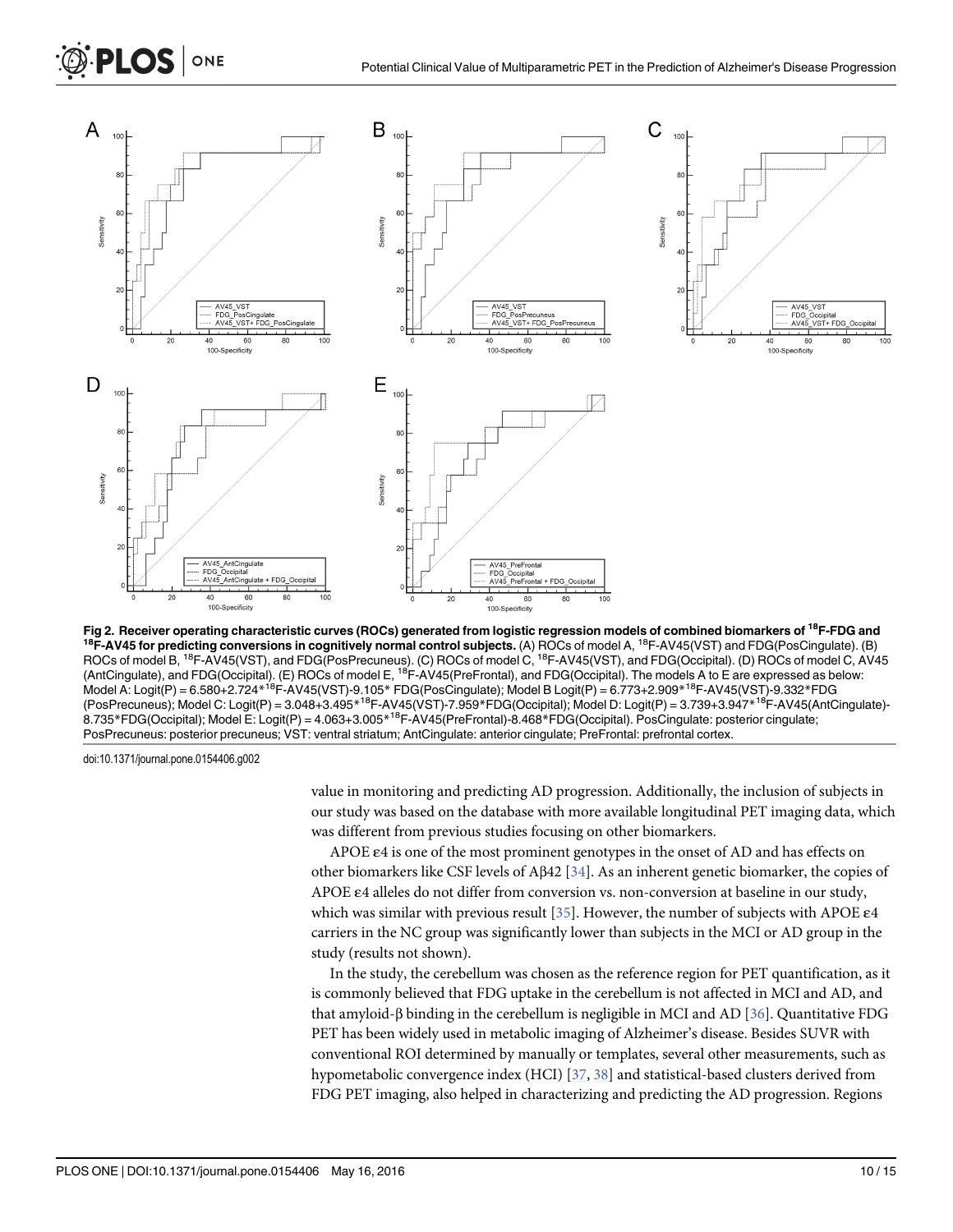**Fig 2. Receiver operating characteristic curves (ROCs) generated from logistic regression models of combined biomarkers of $^{18}$F-FDG and $^{18}$F-AV45 for predicting conversions in cognitively normal control subjects.** (A) ROCs of model A, $^{18}$F-AV45(VST) and FDG(PosCingulate). (B) ROCs of model B, $^{18}$F-AV45(VST), and FDG(PosPrecuneus). (C) ROCs of model C, $^{18}$F-AV45(VST), and FDG(Occipital). (D) ROCs of model C, AV45 (AntCingulate), and FDG(Occipital). (E) ROCs of model E, $^{18}$F-AV45(PreFrontal), and FDG(Occipital). The models A to E are expressed as below: Model A: Logit(P) = 6.580+2.724*$^{18}$F-AV45(VST)-9.105* FDG(PosCingulate); Model B Logit(P) = 6.773+2.909*$^{18}$F-AV45(VST)-9.332*FDG (PosPrecuneus); Model C: Logit(P) = 3.048+3.495*$^{18}$F-AV45(VST)-7.959*FDG(Occipital); Model D: Logit(P) = 3.739+3.947*$^{18}$F-AV45(AntCingulate)-8.735*FDG(Occipital); Model E: Logit(P) = 4.063+3.005*$^{18}$F-AV45(PreFrontal)-8.468*FDG(Occipital). PosCingulate: posterior cingulate; PosPrecuneus: posterior precuneus; VST: ventral striatum; AntCingulate: anterior cingulate; PreFrontal: prefrontal cortex.

doi:10.1371/journal.pone.0154406.g002

value in monitoring and predicting AD progression. Additionally, the inclusion of subjects in our study was based on the database with more available longitudinal PET imaging data, which was different from previous studies focusing on other biomarkers.

APOE ε4 is one of the most prominent genotypes in the onset of AD and has effects on other biomarkers like CSF levels of Aβ42 [34]. As an inherent genetic biomarker, the copies of APOE ε4 alleles do not differ from conversion vs. non-conversion at baseline in our study, which was similar with previous result [35]. However, the number of subjects with APOE ε4 carriers in the NC group was significantly lower than subjects in the MCI or AD group in the study (results not shown).

In the study, the cerebellum was chosen as the reference region for PET quantification, as it is commonly believed that FDG uptake in the cerebellum is not affected in MCI and AD, and that amyloid-β binding in the cerebellum is negligible in MCI and AD [36]. Quantitative FDG PET has been widely used in metabolic imaging of Alzheimer's disease. Besides SUVR with conventional ROI determined by manually or templates, several other measurements, such as hypometabolic convergence index (HCI) [37, 38] and statistical-based clusters derived from FDG PET imaging, also helped in characterizing and predicting the AD progression. Regions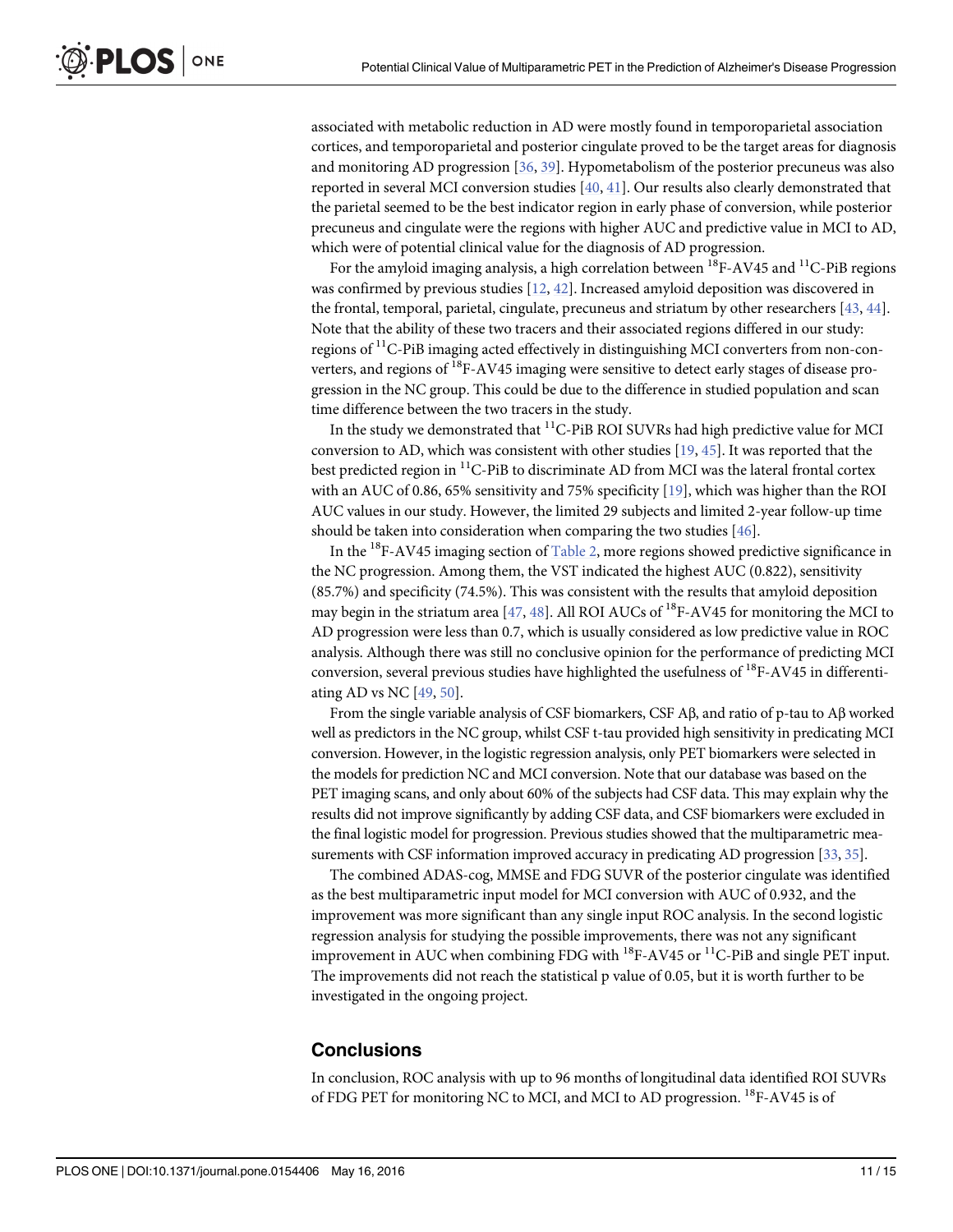associated with metabolic reduction in AD were mostly found in temporoparietal association cortices, and temporoparietal and posterior cingulate proved to be the target areas for diagnosis and monitoring AD progression [36, 39]. Hypometabolism of the posterior precuneus was also reported in several MCI conversion studies [40, 41]. Our results also clearly demonstrated that the parietal seemed to be the best indicator region in early phase of conversion, while posterior precuneus and cingulate were the regions with higher AUC and predictive value in MCI to AD, which were of potential clinical value for the diagnosis of AD progression.

For the amyloid imaging analysis, a high correlation between $^{18}$F-AV45 and $^{11}$C-PiB regions was confirmed by previous studies [12, 42]. Increased amyloid deposition was discovered in the frontal, temporal, parietal, cingulate, precuneus and striatum by other researchers [43, 44]. Note that the ability of these two tracers and their associated regions differed in our study: regions of $^{11}$C-PiB imaging acted effectively in distinguishing MCI converters from non-converters, and regions of $^{18}$F-AV45 imaging were sensitive to detect early stages of disease progression in the NC group. This could be due to the difference in studied population and scan time difference between the two tracers in the study.

In the study we demonstrated that $^{11}$C-PiB ROI SUVRs had high predictive value for MCI conversion to AD, which was consistent with other studies [19, 45]. It was reported that the best predicted region in $^{11}$C-PiB to discriminate AD from MCI was the lateral frontal cortex with an AUC of 0.86, 65% sensitivity and 75% specificity [19], which was higher than the ROI AUC values in our study. However, the limited 29 subjects and limited 2-year follow-up time should be taken into consideration when comparing the two studies [46].

In the $^{18}$F-AV45 imaging section of Table 2, more regions showed predictive significance in the NC progression. Among them, the VST indicated the highest AUC (0.822), sensitivity (85.7%) and specificity (74.5%). This was consistent with the results that amyloid deposition may begin in the striatum area [47, 48]. All ROI AUCs of $^{18}$F-AV45 for monitoring the MCI to AD progression were less than 0.7, which is usually considered as low predictive value in ROC analysis. Although there was still no conclusive opinion for the performance of predicting MCI conversion, several previous studies have highlighted the usefulness of $^{18}$F-AV45 in differentiating AD vs NC [49, 50].

From the single variable analysis of CSF biomarkers, CSF Aβ, and ratio of p-tau to Aβ worked well as predictors in the NC group, whilst CSF t-tau provided high sensitivity in predicating MCI conversion. However, in the logistic regression analysis, only PET biomarkers were selected in the models for prediction NC and MCI conversion. Note that our database was based on the PET imaging scans, and only about 60% of the subjects had CSF data. This may explain why the results did not improve significantly by adding CSF data, and CSF biomarkers were excluded in the final logistic model for progression. Previous studies showed that the multiparametric measurements with CSF information improved accuracy in predicating AD progression [33, 35].

The combined ADAS-cog, MMSE and FDG SUVR of the posterior cingulate was identified as the best multiparametric input model for MCI conversion with AUC of 0.932, and the improvement was more significant than any single input ROC analysis. In the second logistic regression analysis for studying the possible improvements, there was not any significant improvement in AUC when combining FDG with $^{18}$F-AV45 or $^{11}$C-PiB and single PET input. The improvements did not reach the statistical p value of 0.05, but it is worth further to be investigated in the ongoing project.

## Conclusions

In conclusion, ROC analysis with up to 96 months of longitudinal data identified ROI SUVRs of FDG PET for monitoring NC to MCI, and MCI to AD progression. $^{18}$F-AV45 is of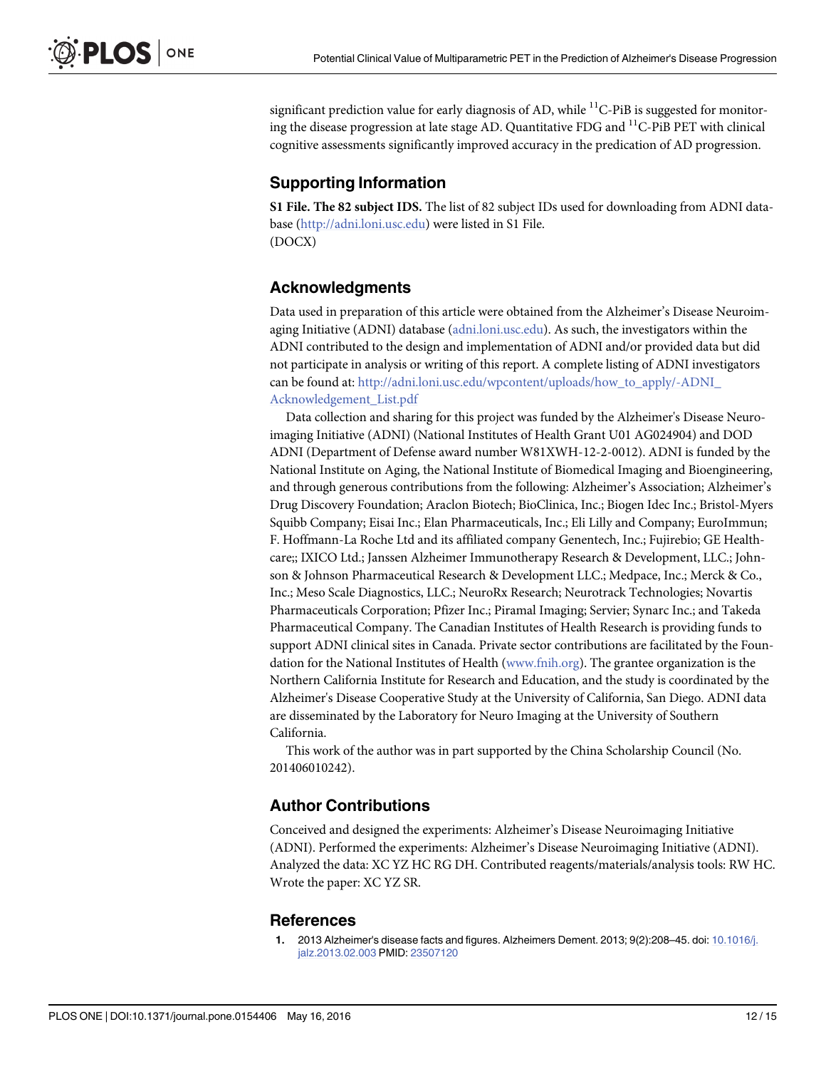significant prediction value for early diagnosis of AD, while $^{11}$C-PiB is suggested for monitoring the disease progression at late stage AD. Quantitative FDG and $^{11}$C-PiB PET with clinical cognitive assessments significantly improved accuracy in the predication of AD progression.

## Supporting Information

**S1 File. The 82 subject IDS.** The list of 82 subject IDs used for downloading from ADNI database (http://adni.loni.usc.edu) were listed in S1 File.
(DOCX)

## Acknowledgments

Data used in preparation of this article were obtained from the Alzheimer's Disease Neuroimaging Initiative (ADNI) database (adni.loni.usc.edu). As such, the investigators within the ADNI contributed to the design and implementation of ADNI and/or provided data but did not participate in analysis or writing of this report. A complete listing of ADNI investigators can be found at: http://adni.loni.usc.edu/wpcontent/uploads/how_to_apply/-ADNI_Acknowledgement_List.pdf

Data collection and sharing for this project was funded by the Alzheimer's Disease Neuroimaging Initiative (ADNI) (National Institutes of Health Grant U01 AG024904) and DOD ADNI (Department of Defense award number W81XWH-12-2-0012). ADNI is funded by the National Institute on Aging, the National Institute of Biomedical Imaging and Bioengineering, and through generous contributions from the following: Alzheimer's Association; Alzheimer's Drug Discovery Foundation; Araclon Biotech; BioClinica, Inc.; Biogen Idec Inc.; Bristol-Myers Squibb Company; Eisai Inc.; Elan Pharmaceuticals, Inc.; Eli Lilly and Company; EuroImmun; F. Hoffmann-La Roche Ltd and its affiliated company Genentech, Inc.; Fujirebio; GE Healthcare;; IXICO Ltd.; Janssen Alzheimer Immunotherapy Research & Development, LLC.; Johnson & Johnson Pharmaceutical Research & Development LLC.; Medpace, Inc.; Merck & Co., Inc.; Meso Scale Diagnostics, LLC.; NeuroRx Research; Neurotrack Technologies; Novartis Pharmaceuticals Corporation; Pfizer Inc.; Piramal Imaging; Servier; Synarc Inc.; and Takeda Pharmaceutical Company. The Canadian Institutes of Health Research is providing funds to support ADNI clinical sites in Canada. Private sector contributions are facilitated by the Foundation for the National Institutes of Health (www.fnih.org). The grantee organization is the Northern California Institute for Research and Education, and the study is coordinated by the Alzheimer's Disease Cooperative Study at the University of California, San Diego. ADNI data are disseminated by the Laboratory for Neuro Imaging at the University of Southern California.

This work of the author was in part supported by the China Scholarship Council (No. 201406010242).

## Author Contributions

Conceived and designed the experiments: Alzheimer's Disease Neuroimaging Initiative (ADNI). Performed the experiments: Alzheimer's Disease Neuroimaging Initiative (ADNI). Analyzed the data: XC YZ HC RG DH. Contributed reagents/materials/analysis tools: RW HC. Wrote the paper: XC YZ SR.

## References

1. 2013 Alzheimer's disease facts and figures. Alzheimers Dement. 2013; 9(2):208–45. doi: 10.1016/j.jalz.2013.02.003 PMID: 23507120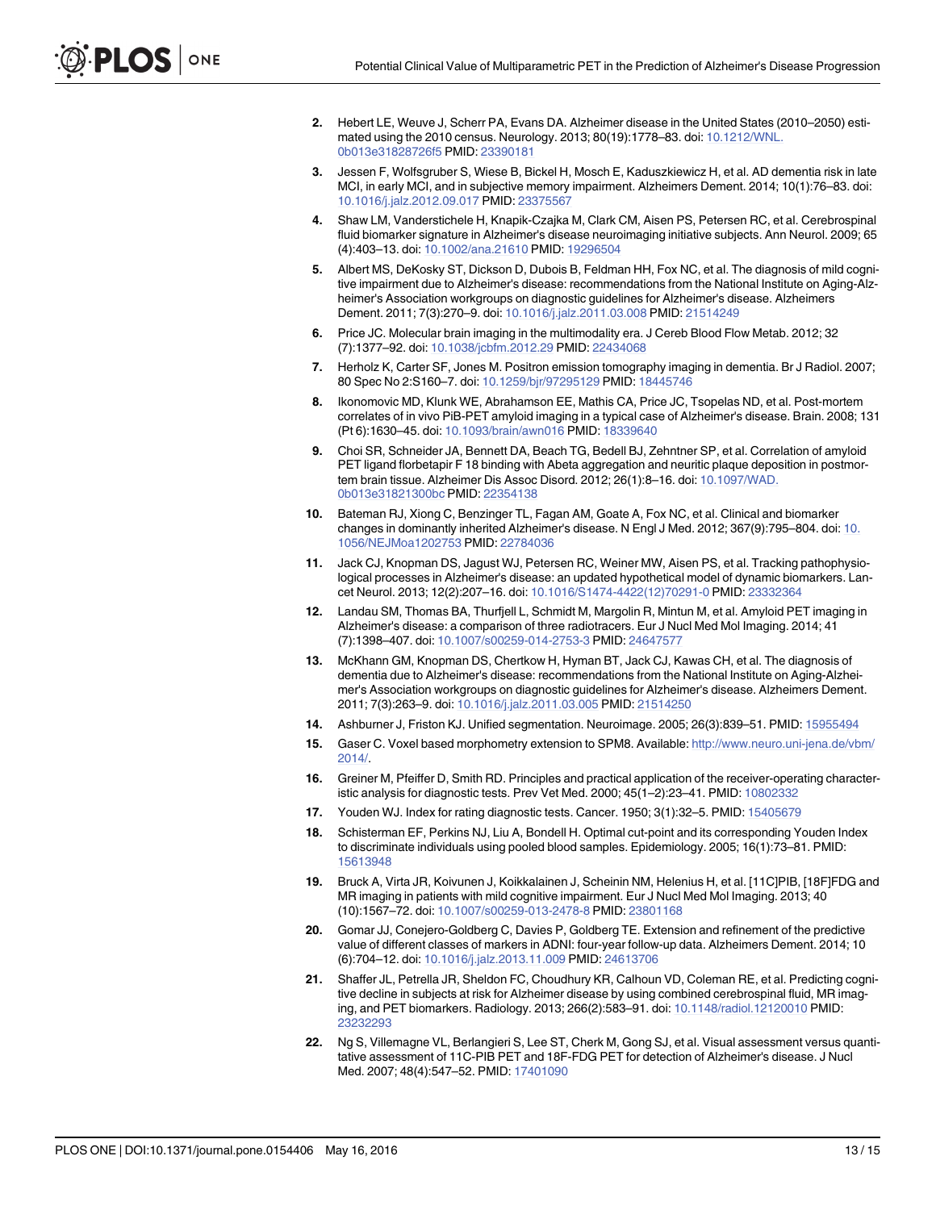2. Hebert LE, Weuve J, Scherr PA, Evans DA. Alzheimer disease in the United States (2010–2050) estimated using the 2010 census. Neurology. 2013; 80(19):1778–83. doi: 10.1212/WNL.0b013e31828726f5 PMID: 23390181
3. Jessen F, Wolfsgruber S, Wiese B, Bickel H, Mosch E, Kaduszkiewicz H, et al. AD dementia risk in late MCI, in early MCI, and in subjective memory impairment. Alzheimers Dement. 2014; 10(1):76–83. doi: 10.1016/j.jalz.2012.09.017 PMID: 23375567
4. Shaw LM, Vanderstichele H, Knapik-Czajka M, Clark CM, Aisen PS, Petersen RC, et al. Cerebrospinal fluid biomarker signature in Alzheimer's disease neuroimaging initiative subjects. Ann Neurol. 2009; 65 (4):403–13. doi: 10.1002/ana.21610 PMID: 19296504
5. Albert MS, DeKosky ST, Dickson D, Dubois B, Feldman HH, Fox NC, et al. The diagnosis of mild cognitive impairment due to Alzheimer's disease: recommendations from the National Institute on Aging-Alzheimer's Association workgroups on diagnostic guidelines for Alzheimer's disease. Alzheimers Dement. 2011; 7(3):270–9. doi: 10.1016/j.jalz.2011.03.008 PMID: 21514249
6. Price JC. Molecular brain imaging in the multimodality era. J Cereb Blood Flow Metab. 2012; 32 (7):1377–92. doi: 10.1038/jcbfm.2012.29 PMID: 22434068
7. Herholz K, Carter SF, Jones M. Positron emission tomography imaging in dementia. Br J Radiol. 2007; 80 Spec No 2:S160–7. doi: 10.1259/bjr/97295129 PMID: 18445746
8. Ikonomovic MD, Klunk WE, Abrahamson EE, Mathis CA, Price JC, Tsopelas ND, et al. Post-mortem correlates of in vivo PiB-PET amyloid imaging in a typical case of Alzheimer's disease. Brain. 2008; 131 (Pt 6):1630–45. doi: 10.1093/brain/awn016 PMID: 18339640
9. Choi SR, Schneider JA, Bennett DA, Beach TG, Bedell BJ, Zehntner SP, et al. Correlation of amyloid PET ligand florbetapir F 18 binding with Abeta aggregation and neuritic plaque deposition in postmortem brain tissue. Alzheimer Dis Assoc Disord. 2012; 26(1):8–16. doi: 10.1097/WAD.0b013e31821300bc PMID: 22354138
10. Bateman RJ, Xiong C, Benzinger TL, Fagan AM, Goate A, Fox NC, et al. Clinical and biomarker changes in dominantly inherited Alzheimer's disease. N Engl J Med. 2012; 367(9):795–804. doi: 10.1056/NEJMoa1202753 PMID: 22784036
11. Jack CJ, Knopman DS, Jagust WJ, Petersen RC, Weiner MW, Aisen PS, et al. Tracking pathophysiological processes in Alzheimer's disease: an updated hypothetical model of dynamic biomarkers. Lancet Neurol. 2013; 12(2):207–16. doi: 10.1016/S1474-4422(12)70291-0 PMID: 23332364
12. Landau SM, Thomas BA, Thurfjell L, Schmidt M, Margolin R, Mintun M, et al. Amyloid PET imaging in Alzheimer's disease: a comparison of three radiotracers. Eur J Nucl Med Mol Imaging. 2014; 41 (7):1398–407. doi: 10.1007/s00259-014-2753-3 PMID: 24647577
13. McKhann GM, Knopman DS, Chertkow H, Hyman BT, Jack CJ, Kawas CH, et al. The diagnosis of dementia due to Alzheimer's disease: recommendations from the National Institute on Aging-Alzheimer's Association workgroups on diagnostic guidelines for Alzheimer's disease. Alzheimers Dement. 2011; 7(3):263–9. doi: 10.1016/j.jalz.2011.03.005 PMID: 21514250
14. Ashburner J, Friston KJ. Unified segmentation. Neuroimage. 2005; 26(3):839–51. PMID: 15955494
15. Gaser C. Voxel based morphometry extension to SPM8. Available: http://www.neuro.uni-jena.de/vbm/2014/.
16. Greiner M, Pfeiffer D, Smith RD. Principles and practical application of the receiver-operating characteristic analysis for diagnostic tests. Prev Vet Med. 2000; 45(1–2):23–41. PMID: 10802332
17. Youden WJ. Index for rating diagnostic tests. Cancer. 1950; 3(1):32–5. PMID: 15405679
18. Schisterman EF, Perkins NJ, Liu A, Bondell H. Optimal cut-point and its corresponding Youden Index to discriminate individuals using pooled blood samples. Epidemiology. 2005; 16(1):73–81. PMID: 15613948
19. Bruck A, Virta JR, Koivunen J, Koikkalainen J, Scheinin NM, Helenius H, et al. [11C]PIB, [18F]FDG and MR imaging in patients with mild cognitive impairment. Eur J Nucl Med Mol Imaging. 2013; 40 (10):1567–72. doi: 10.1007/s00259-013-2478-8 PMID: 23801168
20. Gomar JJ, Conejero-Goldberg C, Davies P, Goldberg TE. Extension and refinement of the predictive value of different classes of markers in ADNI: four-year follow-up data. Alzheimers Dement. 2014; 10 (6):704–12. doi: 10.1016/j.jalz.2013.11.009 PMID: 24613706
21. Shaffer JL, Petrella JR, Sheldon FC, Choudhury KR, Calhoun VD, Coleman RE, et al. Predicting cognitive decline in subjects at risk for Alzheimer disease by using combined cerebrospinal fluid, MR imaging, and PET biomarkers. Radiology. 2013; 266(2):583–91. doi: 10.1148/radiol.12120010 PMID: 23232293
22. Ng S, Villemagne VL, Berlangieri S, Lee ST, Cherk M, Gong SJ, et al. Visual assessment versus quantitative assessment of 11C-PIB PET and 18F-FDG PET for detection of Alzheimer's disease. J Nucl Med. 2007; 48(4):547–52. PMID: 17401090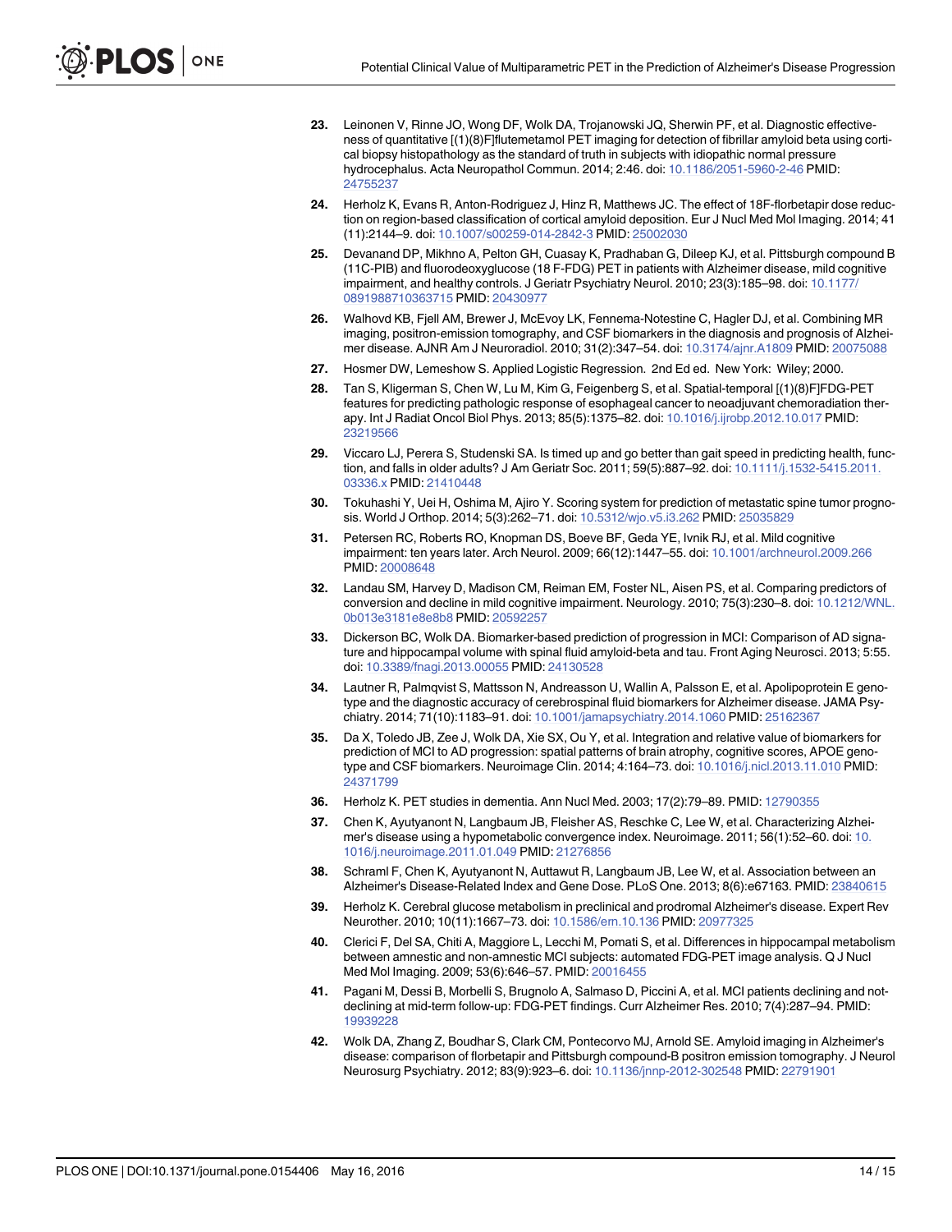23. Leinonen V, Rinne JO, Wong DF, Wolk DA, Trojanowski JQ, Sherwin PF, et al. Diagnostic effectiveness of quantitative [(1)(8)F]flutemetamol PET imaging for detection of fibrillar amyloid beta using cortical biopsy histopathology as the standard of truth in subjects with idiopathic normal pressure hydrocephalus. Acta Neuropathol Commun. 2014; 2:46. doi: 10.1186/2051-5960-2-46 PMID: 24755237

24. Herholz K, Evans R, Anton-Rodriguez J, Hinz R, Matthews JC. The effect of 18F-florbetapir dose reduction on region-based classification of cortical amyloid deposition. Eur J Nucl Med Mol Imaging. 2014; 41 (11):2144–9. doi: 10.1007/s00259-014-2842-3 PMID: 25002030

25. Devanand DP, Mikhno A, Pelton GH, Cuasay K, Pradhaban G, Dileep KJ, et al. Pittsburgh compound B (11C-PIB) and fluorodeoxyglucose (18 F-FDG) PET in patients with Alzheimer disease, mild cognitive impairment, and healthy controls. J Geriatr Psychiatry Neurol. 2010; 23(3):185–98. doi: 10.1177/0891988710363715 PMID: 20430977

26. Walhovd KB, Fjell AM, Brewer J, McEvoy LK, Fennema-Notestine C, Hagler DJ, et al. Combining MR imaging, positron-emission tomography, and CSF biomarkers in the diagnosis and prognosis of Alzheimer disease. AJNR Am J Neuroradiol. 2010; 31(2):347–54. doi: 10.3174/ajnr.A1809 PMID: 20075088

27. Hosmer DW, Lemeshow S. Applied Logistic Regression. 2nd Ed ed. New York: Wiley; 2000.

28. Tan S, Kligerman S, Chen W, Lu M, Kim G, Feigenberg S, et al. Spatial-temporal [(1)(8)F]FDG-PET features for predicting pathologic response of esophageal cancer to neoadjuvant chemoradiation therapy. Int J Radiat Oncol Biol Phys. 2013; 85(5):1375–82. doi: 10.1016/j.ijrobp.2012.10.017 PMID: 23219566

29. Viccaro LJ, Perera S, Studenski SA. Is timed up and go better than gait speed in predicting health, function, and falls in older adults? J Am Geriatr Soc. 2011; 59(5):887–92. doi: 10.1111/j.1532-5415.2011.03336.x PMID: 21410448

30. Tokuhashi Y, Uei H, Oshima M, Ajiro Y. Scoring system for prediction of metastatic spine tumor prognosis. World J Orthop. 2014; 5(3):262–71. doi: 10.5312/wjo.v5.i3.262 PMID: 25035829

31. Petersen RC, Roberts RO, Knopman DS, Boeve BF, Geda YE, Ivnik RJ, et al. Mild cognitive impairment: ten years later. Arch Neurol. 2009; 66(12):1447–55. doi: 10.1001/archneurol.2009.266 PMID: 20008648

32. Landau SM, Harvey D, Madison CM, Reiman EM, Foster NL, Aisen PS, et al. Comparing predictors of conversion and decline in mild cognitive impairment. Neurology. 2010; 75(3):230–8. doi: 10.1212/WNL.0b013e3181e8e8b8 PMID: 20592257

33. Dickerson BC, Wolk DA. Biomarker-based prediction of progression in MCI: Comparison of AD signature and hippocampal volume with spinal fluid amyloid-beta and tau. Front Aging Neurosci. 2013; 5:55. doi: 10.3389/fnagi.2013.00055 PMID: 24130528

34. Lautner R, Palmqvist S, Mattsson N, Andreasson U, Wallin A, Palsson E, et al. Apolipoprotein E genotype and the diagnostic accuracy of cerebrospinal fluid biomarkers for Alzheimer disease. JAMA Psychiatry. 2014; 71(10):1183–91. doi: 10.1001/jamapsychiatry.2014.1060 PMID: 25162367

35. Da X, Toledo JB, Zee J, Wolk DA, Xie SX, Ou Y, et al. Integration and relative value of biomarkers for prediction of MCI to AD progression: spatial patterns of brain atrophy, cognitive scores, APOE genotype and CSF biomarkers. Neuroimage Clin. 2014; 4:164–73. doi: 10.1016/j.nicl.2013.11.010 PMID: 24371799

36. Herholz K. PET studies in dementia. Ann Nucl Med. 2003; 17(2):79–89. PMID: 12790355

37. Chen K, Ayutyanont N, Langbaum JB, Fleisher AS, Reschke C, Lee W, et al. Characterizing Alzheimer's disease using a hypometabolic convergence index. Neuroimage. 2011; 56(1):52–60. doi: 10.1016/j.neuroimage.2011.01.049 PMID: 21276856

38. Schraml F, Chen K, Ayutyanont N, Auttawut R, Langbaum JB, Lee W, et al. Association between an Alzheimer's Disease-Related Index and Gene Dose. PLoS One. 2013; 8(6):e67163. PMID: 23840615

39. Herholz K. Cerebral glucose metabolism in preclinical and prodromal Alzheimer's disease. Expert Rev Neurother. 2010; 10(11):1667–73. doi: 10.1586/ern.10.136 PMID: 20977325

40. Clerici F, Del SA, Chiti A, Maggiore L, Lecchi M, Pomati S, et al. Differences in hippocampal metabolism between amnestic and non-amnestic MCI subjects: automated FDG-PET image analysis. Q J Nucl Med Mol Imaging. 2009; 53(6):646–57. PMID: 20016455

41. Pagani M, Dessi B, Morbelli S, Brugnolo A, Salmaso D, Piccini A, et al. MCI patients declining and not-declining at mid-term follow-up: FDG-PET findings. Curr Alzheimer Res. 2010; 7(4):287–94. PMID: 19939228

42. Wolk DA, Zhang Z, Boudhar S, Clark CM, Pontecorvo MJ, Arnold SE. Amyloid imaging in Alzheimer's disease: comparison of florbetapir and Pittsburgh compound-B positron emission tomography. J Neurol Neurosurg Psychiatry. 2012; 83(9):923–6. doi: 10.1136/jnnp-2012-302548 PMID: 22791901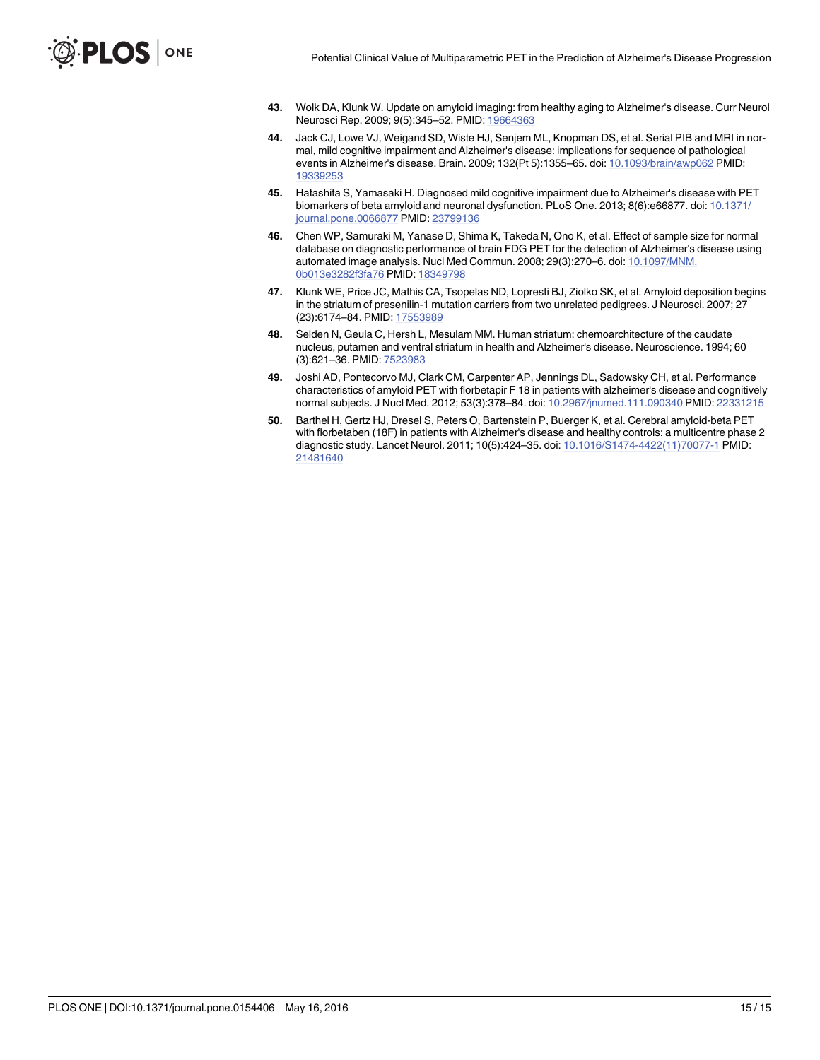43. Wolk DA, Klunk W. Update on amyloid imaging: from healthy aging to Alzheimer's disease. Curr Neurol Neurosci Rep. 2009; 9(5):345–52. PMID: 19664363

44. Jack CJ, Lowe VJ, Weigand SD, Wiste HJ, Senjem ML, Knopman DS, et al. Serial PIB and MRI in normal, mild cognitive impairment and Alzheimer's disease: implications for sequence of pathological events in Alzheimer's disease. Brain. 2009; 132(Pt 5):1355–65. doi: 10.1093/brain/awp062 PMID: 19339253

45. Hatashita S, Yamasaki H. Diagnosed mild cognitive impairment due to Alzheimer's disease with PET biomarkers of beta amyloid and neuronal dysfunction. PLoS One. 2013; 8(6):e66877. doi: 10.1371/journal.pone.0066877 PMID: 23799136

46. Chen WP, Samuraki M, Yanase D, Shima K, Takeda N, Ono K, et al. Effect of sample size for normal database on diagnostic performance of brain FDG PET for the detection of Alzheimer's disease using automated image analysis. Nucl Med Commun. 2008; 29(3):270–6. doi: 10.1097/MNM.0b013e3282f3fa76 PMID: 18349798

47. Klunk WE, Price JC, Mathis CA, Tsopelas ND, Lopresti BJ, Ziolko SK, et al. Amyloid deposition begins in the striatum of presenilin-1 mutation carriers from two unrelated pedigrees. J Neurosci. 2007; 27(23):6174–84. PMID: 17553989

48. Selden N, Geula C, Hersh L, Mesulam MM. Human striatum: chemoarchitecture of the caudate nucleus, putamen and ventral striatum in health and Alzheimer's disease. Neuroscience. 1994; 60(3):621–36. PMID: 7523983

49. Joshi AD, Pontecorvo MJ, Clark CM, Carpenter AP, Jennings DL, Sadowsky CH, et al. Performance characteristics of amyloid PET with florbetapir F 18 in patients with alzheimer's disease and cognitively normal subjects. J Nucl Med. 2012; 53(3):378–84. doi: 10.2967/jnumed.111.090340 PMID: 22331215

50. Barthel H, Gertz HJ, Dresel S, Peters O, Bartenstein P, Buerger K, et al. Cerebral amyloid-beta PET with florbetaben (18F) in patients with Alzheimer's disease and healthy controls: a multicentre phase 2 diagnostic study. Lancet Neurol. 2011; 10(5):424–35. doi: 10.1016/S1474-4422(11)70077-1 PMID: 21481640